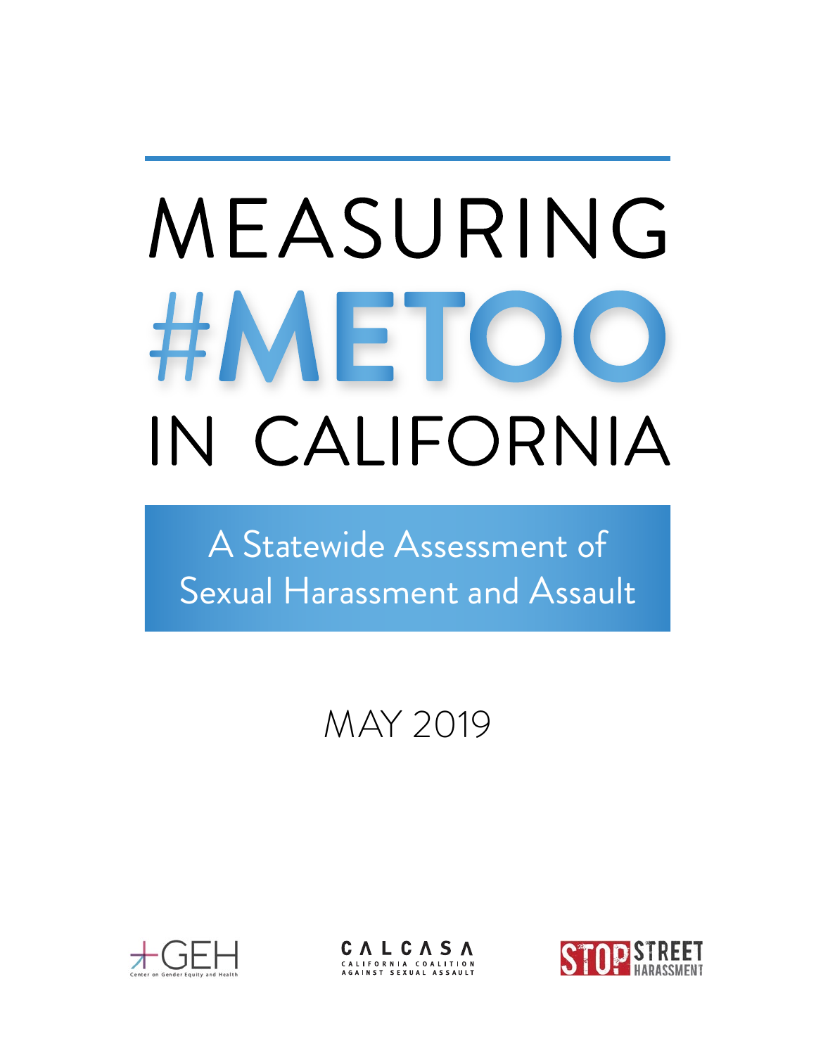# MEASURING #METOO IN CALIFORNIA

## A Statewide Assessment of Sexual Harassment and Assault

MAY 2019

GEH Center on Gender Equity and Health

CALCASA California Coalition Against Sexual Assault

STOP STREET HARASSMENT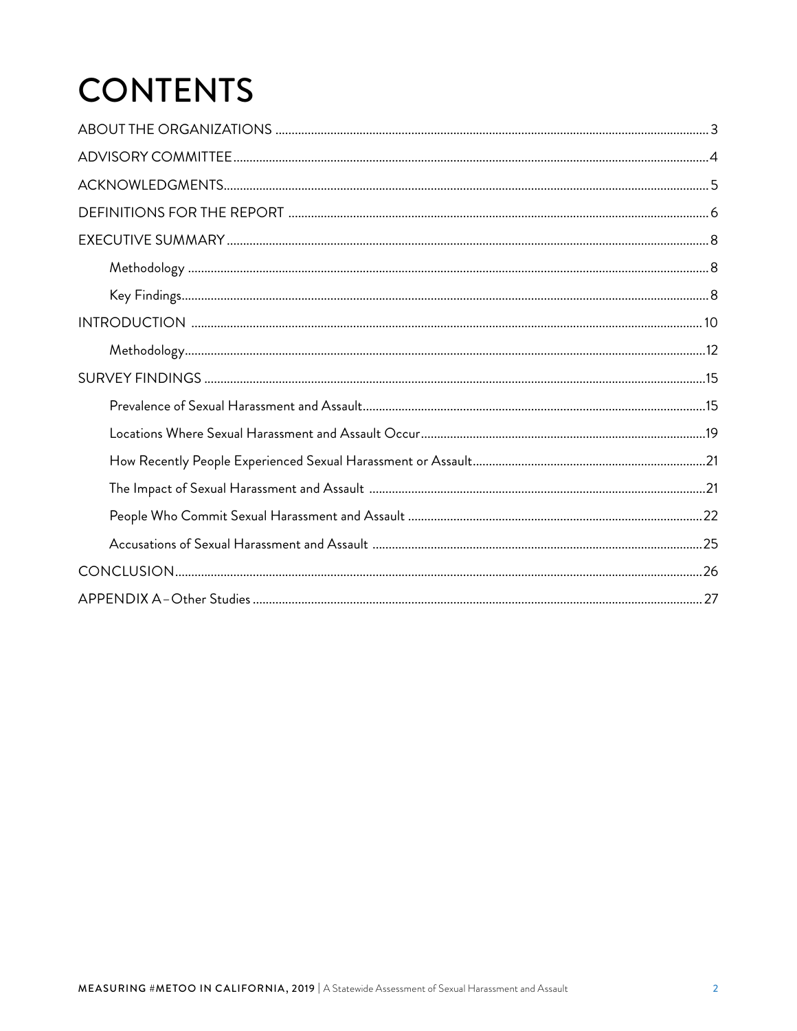# CONTENTS

ABOUT THE ORGANIZATIONS ..... 3

ADVISORY COMMITTEE ..... 4

ACKNOWLEDGMENTS ..... 5

DEFINITIONS FOR THE REPORT ..... 6

EXECUTIVE SUMMARY ..... 8

- Methodology ..... 8
- Key Findings ..... 8

INTRODUCTION ..... 10

- Methodology ..... 12

SURVEY FINDINGS ..... 15

- Prevalence of Sexual Harassment and Assault ..... 15
- Locations Where Sexual Harassment and Assault Occur ..... 19
- How Recently People Experienced Sexual Harassment or Assault ..... 21
- The Impact of Sexual Harassment and Assault ..... 21
- People Who Commit Sexual Harassment and Assault ..... 22
- Accusations of Sexual Harassment and Assault ..... 25

CONCLUSION ..... 26

APPENDIX A – Other Studies ..... 27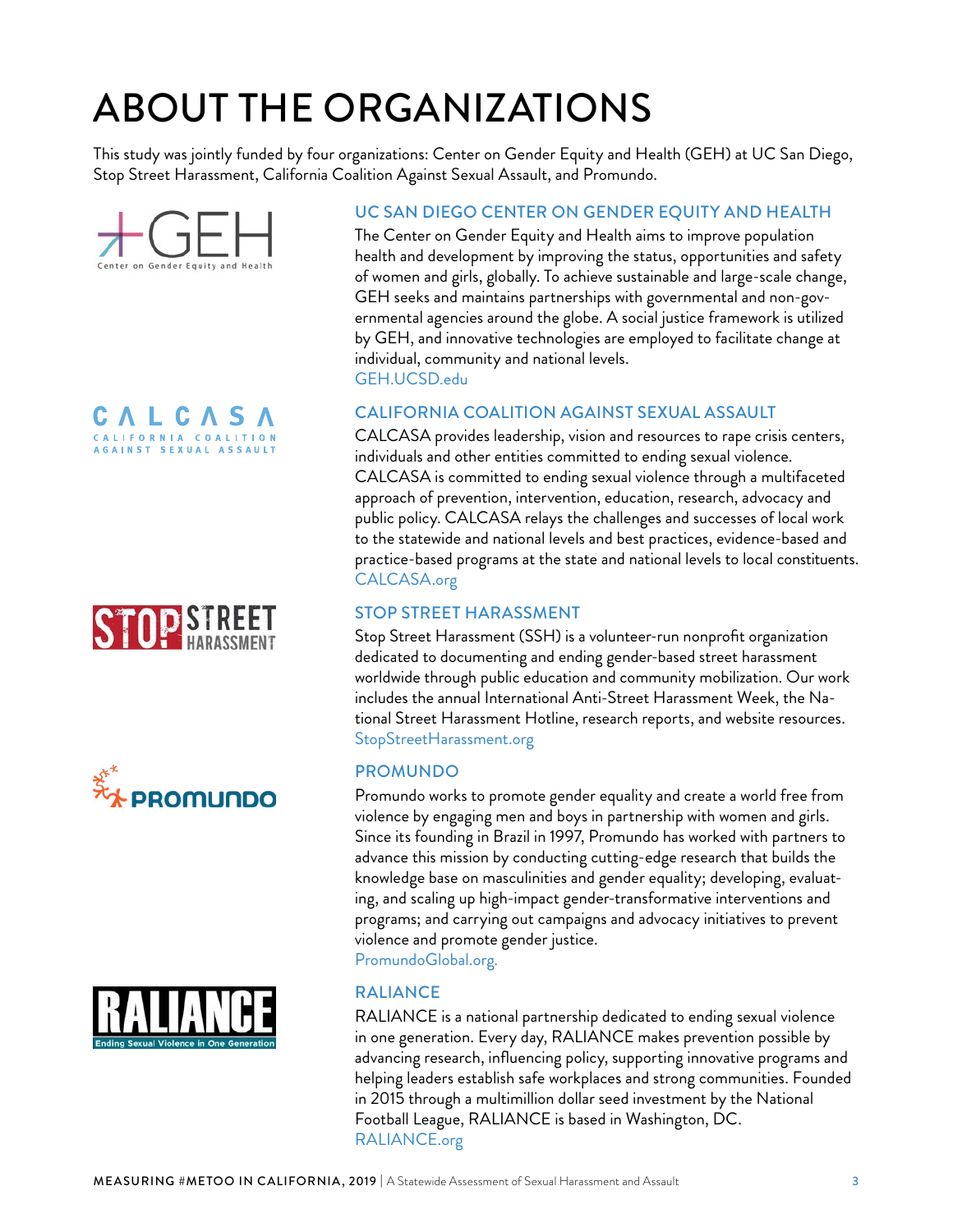# ABOUT THE ORGANIZATIONS

This study was jointly funded by four organizations: Center on Gender Equity and Health (GEH) at UC San Diego, Stop Street Harassment, California Coalition Against Sexual Assault, and Promundo.

## UC SAN DIEGO CENTER ON GENDER EQUITY AND HEALTH

The Center on Gender Equity and Health aims to improve population health and development by improving the status, opportunities and safety of women and girls, globally. To achieve sustainable and large-scale change, GEH seeks and maintains partnerships with governmental and non-governmental agencies around the globe. A social justice framework is utilized by GEH, and innovative technologies are employed to facilitate change at individual, community and national levels.
GEH.UCSD.edu

## CALIFORNIA COALITION AGAINST SEXUAL ASSAULT

CALCASA provides leadership, vision and resources to rape crisis centers, individuals and other entities committed to ending sexual violence. CALCASA is committed to ending sexual violence through a multifaceted approach of prevention, intervention, education, research, advocacy and public policy. CALCASA relays the challenges and successes of local work to the statewide and national levels and best practices, evidence-based and practice-based programs at the state and national levels to local constituents.
CALCASA.org

## STOP STREET HARASSMENT

Stop Street Harassment (SSH) is a volunteer-run nonprofit organization dedicated to documenting and ending gender-based street harassment worldwide through public education and community mobilization. Our work includes the annual International Anti-Street Harassment Week, the National Street Harassment Hotline, research reports, and website resources.
StopStreetHarassment.org

## PROMUNDO

Promundo works to promote gender equality and create a world free from violence by engaging men and boys in partnership with women and girls. Since its founding in Brazil in 1997, Promundo has worked with partners to advance this mission by conducting cutting-edge research that builds the knowledge base on masculinities and gender equality; developing, evaluating, and scaling up high-impact gender-transformative interventions and programs; and carrying out campaigns and advocacy initiatives to prevent violence and promote gender justice.
PromundoGlobal.org.

## RALIANCE

RALIANCE is a national partnership dedicated to ending sexual violence in one generation. Every day, RALIANCE makes prevention possible by advancing research, influencing policy, supporting innovative programs and helping leaders establish safe workplaces and strong communities. Founded in 2015 through a multimillion dollar seed investment by the National Football League, RALIANCE is based in Washington, DC.
RALIANCE.org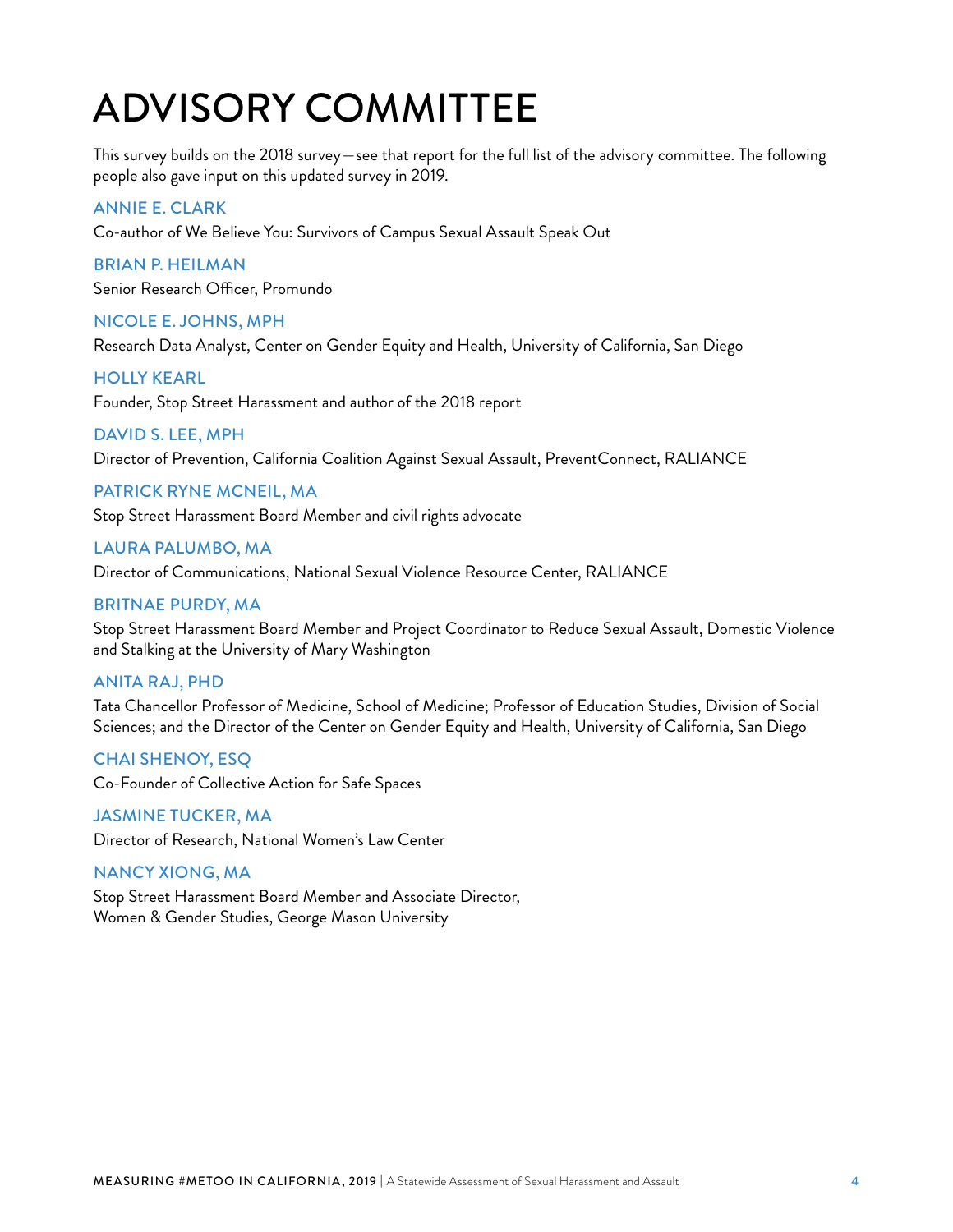# ADVISORY COMMITTEE

This survey builds on the 2018 survey—see that report for the full list of the advisory committee. The following people also gave input on this updated survey in 2019.

**ANNIE E. CLARK**
Co-author of We Believe You: Survivors of Campus Sexual Assault Speak Out

**BRIAN P. HEILMAN**
Senior Research Officer, Promundo

**NICOLE E. JOHNS, MPH**
Research Data Analyst, Center on Gender Equity and Health, University of California, San Diego

**HOLLY KEARL**
Founder, Stop Street Harassment and author of the 2018 report

**DAVID S. LEE, MPH**
Director of Prevention, California Coalition Against Sexual Assault, PreventConnect, RALIANCE

**PATRICK RYNE MCNEIL, MA**
Stop Street Harassment Board Member and civil rights advocate

**LAURA PALUMBO, MA**
Director of Communications, National Sexual Violence Resource Center, RALIANCE

**BRITNAE PURDY, MA**
Stop Street Harassment Board Member and Project Coordinator to Reduce Sexual Assault, Domestic Violence and Stalking at the University of Mary Washington

**ANITA RAJ, PHD**
Tata Chancellor Professor of Medicine, School of Medicine; Professor of Education Studies, Division of Social Sciences; and the Director of the Center on Gender Equity and Health, University of California, San Diego

**CHAI SHENOY, ESQ**
Co-Founder of Collective Action for Safe Spaces

**JASMINE TUCKER, MA**
Director of Research, National Women's Law Center

**NANCY XIONG, MA**
Stop Street Harassment Board Member and Associate Director,
Women & Gender Studies, George Mason University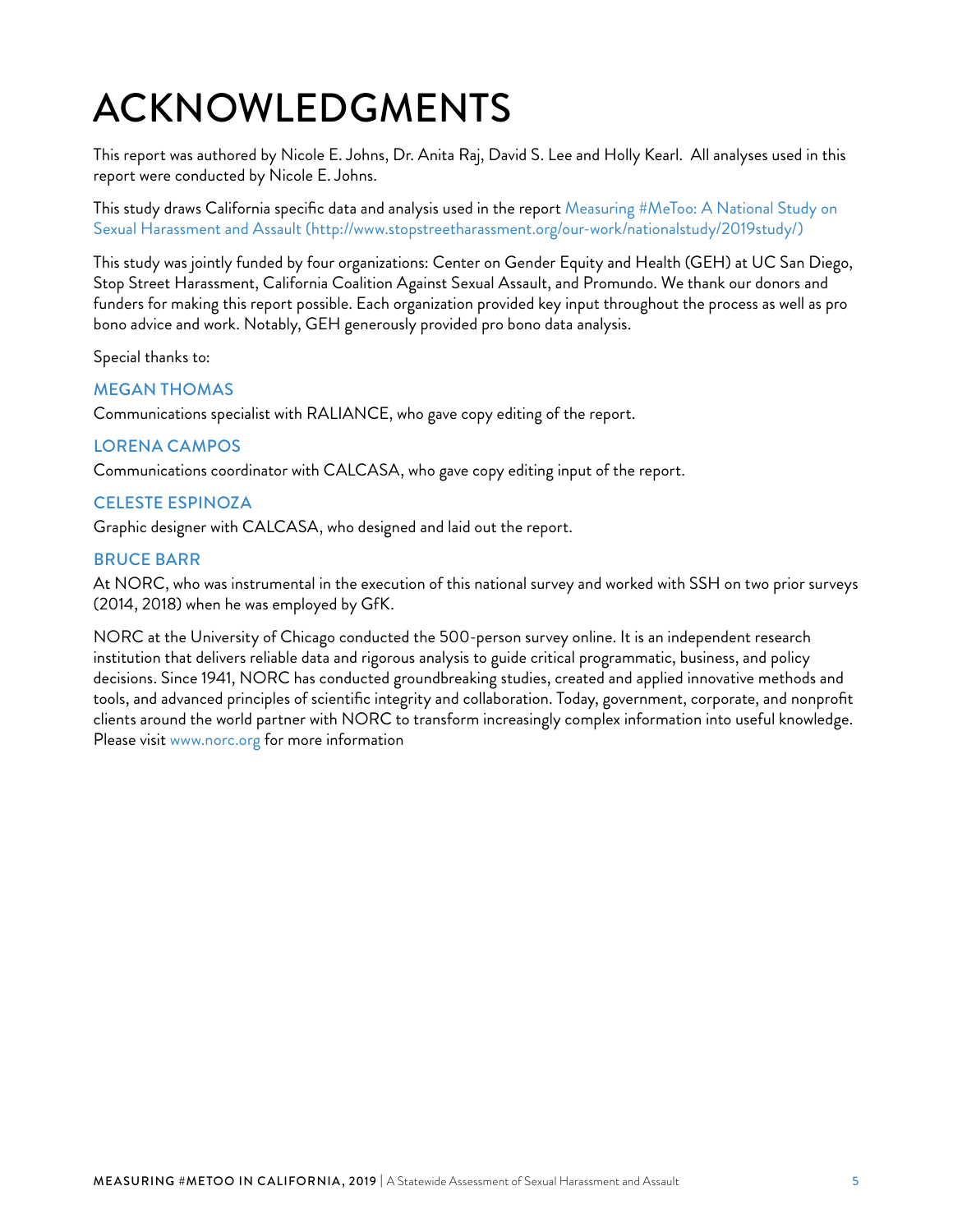# ACKNOWLEDGMENTS

This report was authored by Nicole E. Johns, Dr. Anita Raj, David S. Lee and Holly Kearl. All analyses used in this report were conducted by Nicole E. Johns.

This study draws California specific data and analysis used in the report Measuring #MeToo: A National Study on Sexual Harassment and Assault (http://www.stopstreetharassment.org/our-work/nationalstudy/2019study/)

This study was jointly funded by four organizations: Center on Gender Equity and Health (GEH) at UC San Diego, Stop Street Harassment, California Coalition Against Sexual Assault, and Promundo. We thank our donors and funders for making this report possible. Each organization provided key input throughout the process as well as pro bono advice and work. Notably, GEH generously provided pro bono data analysis.

Special thanks to:

### MEGAN THOMAS

Communications specialist with RALIANCE, who gave copy editing of the report.

### LORENA CAMPOS

Communications coordinator with CALCASA, who gave copy editing input of the report.

### CELESTE ESPINOZA

Graphic designer with CALCASA, who designed and laid out the report.

### BRUCE BARR

At NORC, who was instrumental in the execution of this national survey and worked with SSH on two prior surveys (2014, 2018) when he was employed by GfK.

NORC at the University of Chicago conducted the 500-person survey online. It is an independent research institution that delivers reliable data and rigorous analysis to guide critical programmatic, business, and policy decisions. Since 1941, NORC has conducted groundbreaking studies, created and applied innovative methods and tools, and advanced principles of scientific integrity and collaboration. Today, government, corporate, and nonprofit clients around the world partner with NORC to transform increasingly complex information into useful knowledge. Please visit www.norc.org for more information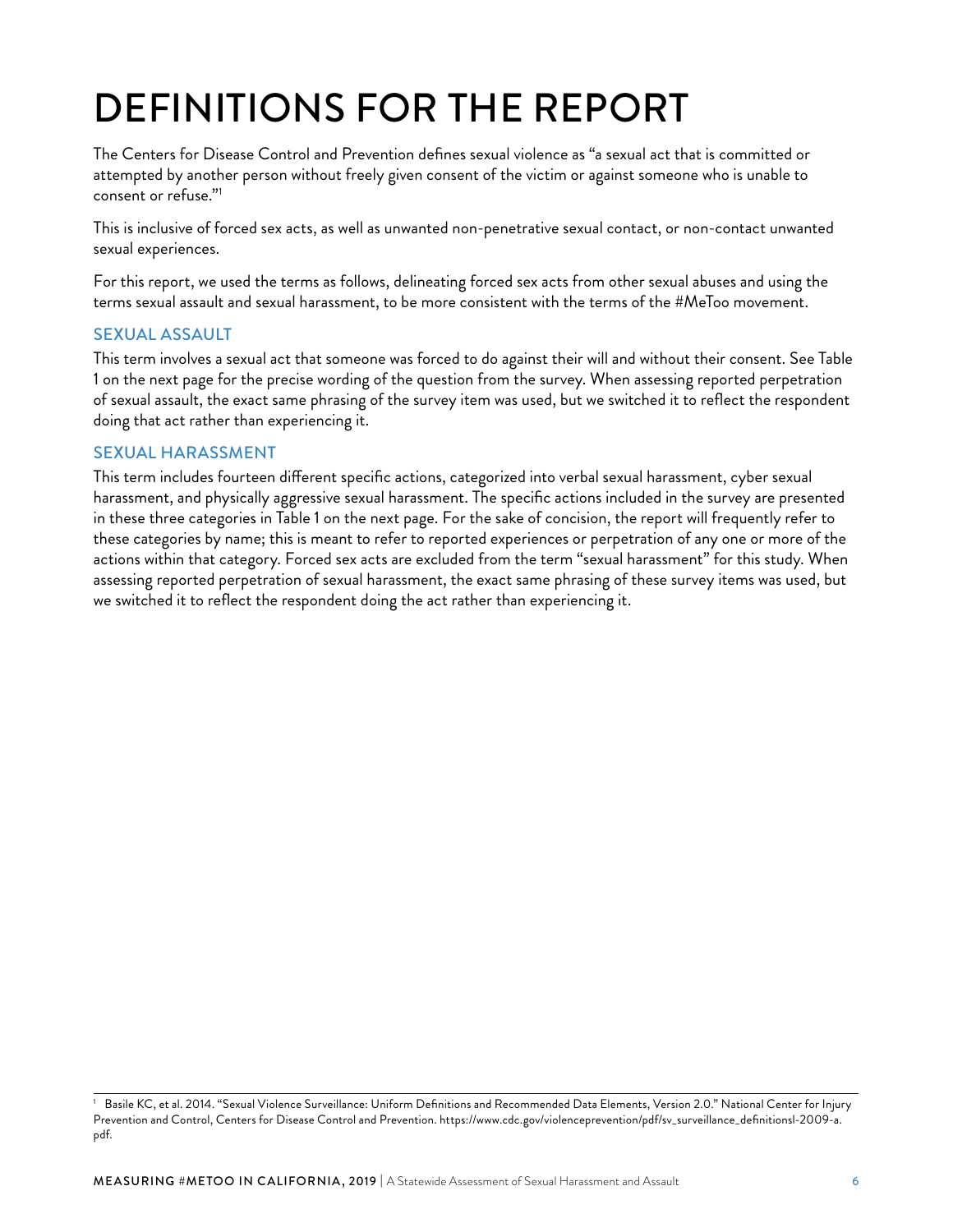# DEFINITIONS FOR THE REPORT

The Centers for Disease Control and Prevention defines sexual violence as "a sexual act that is committed or attempted by another person without freely given consent of the victim or against someone who is unable to consent or refuse."[1]

This is inclusive of forced sex acts, as well as unwanted non-penetrative sexual contact, or non-contact unwanted sexual experiences.

For this report, we used the terms as follows, delineating forced sex acts from other sexual abuses and using the terms sexual assault and sexual harassment, to be more consistent with the terms of the #MeToo movement.

## SEXUAL ASSAULT

This term involves a sexual act that someone was forced to do against their will and without their consent. See Table 1 on the next page for the precise wording of the question from the survey. When assessing reported perpetration of sexual assault, the exact same phrasing of the survey item was used, but we switched it to reflect the respondent doing that act rather than experiencing it.

## SEXUAL HARASSMENT

This term includes fourteen different specific actions, categorized into verbal sexual harassment, cyber sexual harassment, and physically aggressive sexual harassment. The specific actions included in the survey are presented in these three categories in Table 1 on the next page. For the sake of concision, the report will frequently refer to these categories by name; this is meant to refer to reported experiences or perpetration of any one or more of the actions within that category. Forced sex acts are excluded from the term "sexual harassment" for this study. When assessing reported perpetration of sexual harassment, the exact same phrasing of these survey items was used, but we switched it to reflect the respondent doing the act rather than experiencing it.

---

[1] Basile KC, et al. 2014. "Sexual Violence Surveillance: Uniform Definitions and Recommended Data Elements, Version 2.0." National Center for Injury Prevention and Control, Centers for Disease Control and Prevention. https://www.cdc.gov/violenceprevention/pdf/sv_surveillance_definitionsl-2009-a.pdf.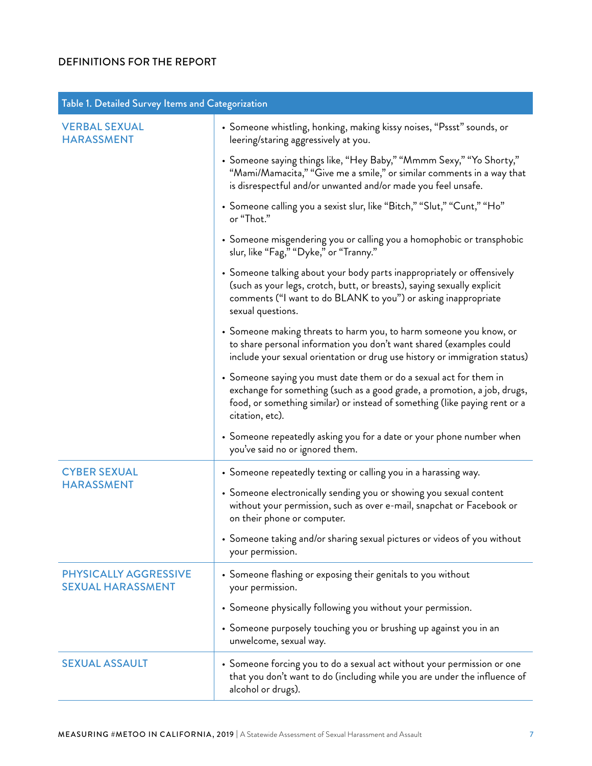## DEFINITIONS FOR THE REPORT

| Table 1. Detailed Survey Items and Categorization | |
|---|---|
| VERBAL SEXUAL HARASSMENT | • Someone whistling, honking, making kissy noises, "Pssst" sounds, or leering/staring aggressively at you.<br>• Someone saying things like, "Hey Baby," "Mmmm Sexy," "Yo Shorty," "Mami/Mamacita," "Give me a smile," or similar comments in a way that is disrespectful and/or unwanted and/or made you feel unsafe.<br>• Someone calling you a sexist slur, like "Bitch," "Slut," "Cunt," "Ho" or "Thot."<br>• Someone misgendering you or calling you a homophobic or transphobic slur, like "Fag," "Dyke," or "Tranny."<br>• Someone talking about your body parts inappropriately or offensively (such as your legs, crotch, butt, or breasts), saying sexually explicit comments ("I want to do BLANK to you") or asking inappropriate sexual questions.<br>• Someone making threats to harm you, to harm someone you know, or to share personal information you don't want shared (examples could include your sexual orientation or drug use history or immigration status)<br>• Someone saying you must date them or do a sexual act for them in exchange for something (such as a good grade, a promotion, a job, drugs, food, or something similar) or instead of something (like paying rent or a citation, etc).<br>• Someone repeatedly asking you for a date or your phone number when you've said no or ignored them. |
| CYBER SEXUAL HARASSMENT | • Someone repeatedly texting or calling you in a harassing way.<br>• Someone electronically sending you or showing you sexual content without your permission, such as over e-mail, snapchat or Facebook or on their phone or computer.<br>• Someone taking and/or sharing sexual pictures or videos of you without your permission. |
| PHYSICALLY AGGRESSIVE SEXUAL HARASSMENT | • Someone flashing or exposing their genitals to you without your permission.<br>• Someone physically following you without your permission.<br>• Someone purposely touching you or brushing up against you in an unwelcome, sexual way. |
| SEXUAL ASSAULT | • Someone forcing you to do a sexual act without your permission or one that you don't want to do (including while you are under the influence of alcohol or drugs). |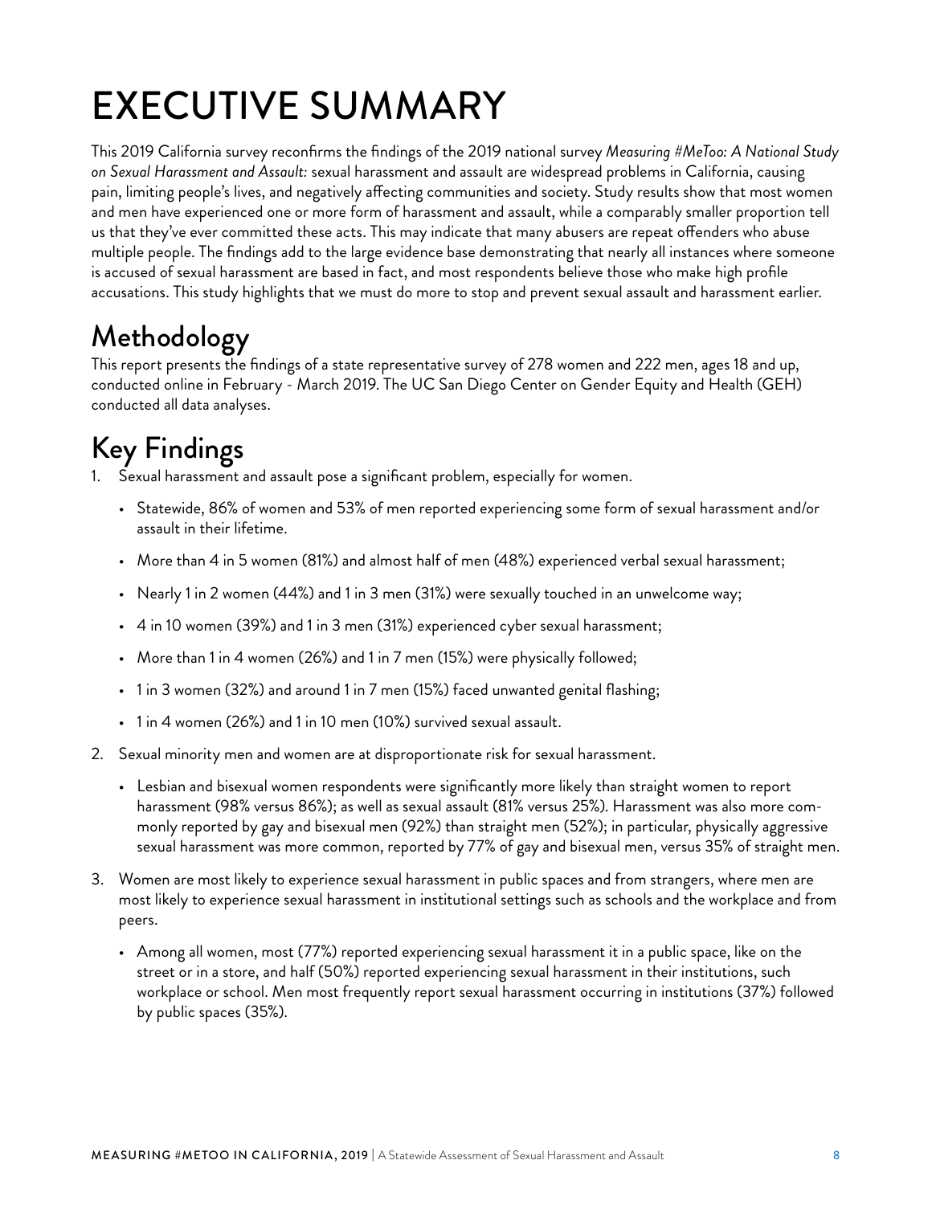# EXECUTIVE SUMMARY

This 2019 California survey reconfirms the findings of the 2019 national survey *Measuring #MeToo: A National Study on Sexual Harassment and Assault:* sexual harassment and assault are widespread problems in California, causing pain, limiting people's lives, and negatively affecting communities and society. Study results show that most women and men have experienced one or more form of harassment and assault, while a comparably smaller proportion tell us that they've ever committed these acts. This may indicate that many abusers are repeat offenders who abuse multiple people. The findings add to the large evidence base demonstrating that nearly all instances where someone is accused of sexual harassment are based in fact, and most respondents believe those who make high profile accusations. This study highlights that we must do more to stop and prevent sexual assault and harassment earlier.

## Methodology

This report presents the findings of a state representative survey of 278 women and 222 men, ages 18 and up, conducted online in February - March 2019. The UC San Diego Center on Gender Equity and Health (GEH) conducted all data analyses.

## Key Findings

1. Sexual harassment and assault pose a significant problem, especially for women.
   - Statewide, 86% of women and 53% of men reported experiencing some form of sexual harassment and/or assault in their lifetime.
   - More than 4 in 5 women (81%) and almost half of men (48%) experienced verbal sexual harassment;
   - Nearly 1 in 2 women (44%) and 1 in 3 men (31%) were sexually touched in an unwelcome way;
   - 4 in 10 women (39%) and 1 in 3 men (31%) experienced cyber sexual harassment;
   - More than 1 in 4 women (26%) and 1 in 7 men (15%) were physically followed;
   - 1 in 3 women (32%) and around 1 in 7 men (15%) faced unwanted genital flashing;
   - 1 in 4 women (26%) and 1 in 10 men (10%) survived sexual assault.
2. Sexual minority men and women are at disproportionate risk for sexual harassment.
   - Lesbian and bisexual women respondents were significantly more likely than straight women to report harassment (98% versus 86%); as well as sexual assault (81% versus 25%). Harassment was also more commonly reported by gay and bisexual men (92%) than straight men (52%); in particular, physically aggressive sexual harassment was more common, reported by 77% of gay and bisexual men, versus 35% of straight men.
3. Women are most likely to experience sexual harassment in public spaces and from strangers, where men are most likely to experience sexual harassment in institutional settings such as schools and the workplace and from peers.
   - Among all women, most (77%) reported experiencing sexual harassment it in a public space, like on the street or in a store, and half (50%) reported experiencing sexual harassment in their institutions, such workplace or school. Men most frequently report sexual harassment occurring in institutions (37%) followed by public spaces (35%).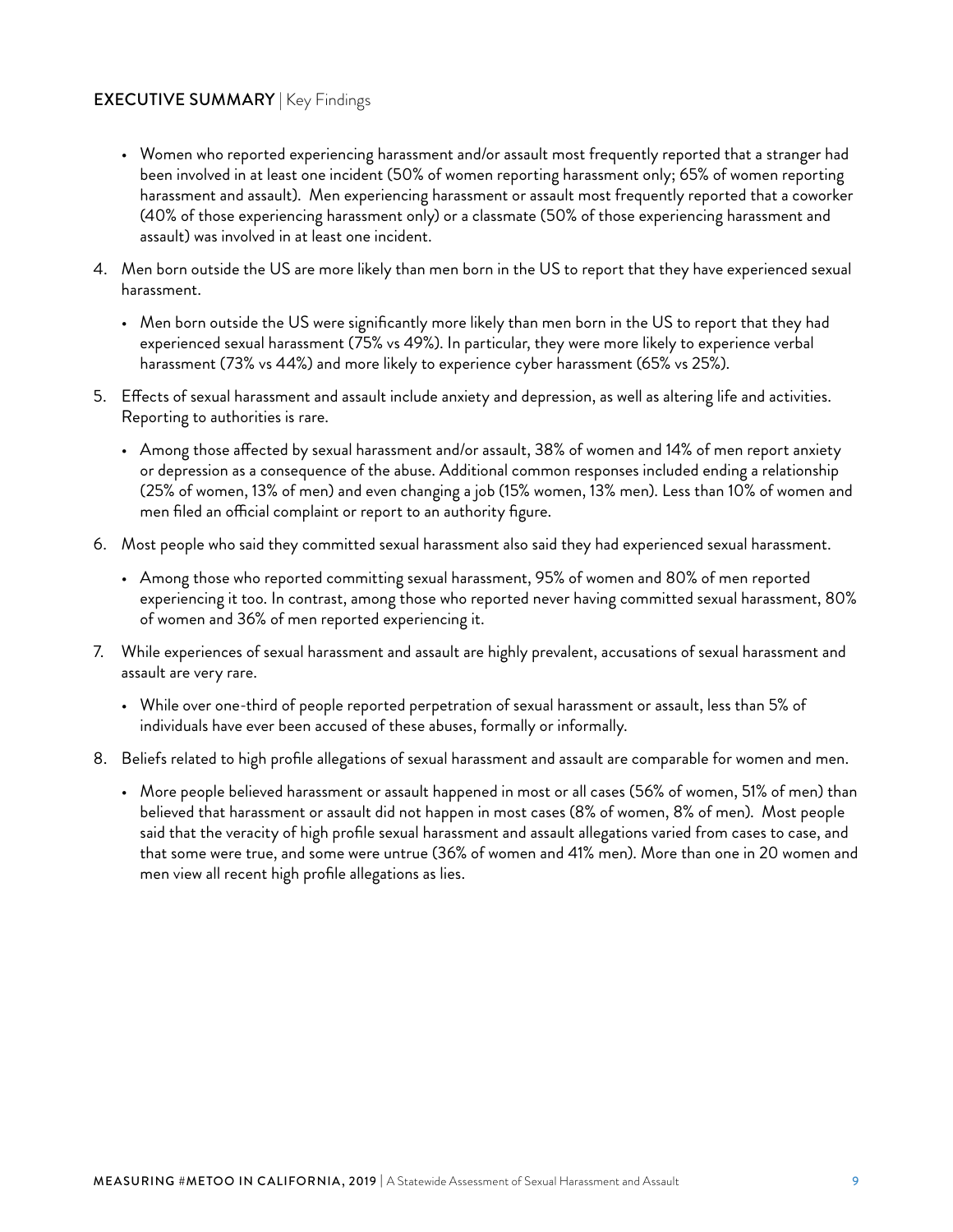## EXECUTIVE SUMMARY | Key Findings

- Women who reported experiencing harassment and/or assault most frequently reported that a stranger had been involved in at least one incident (50% of women reporting harassment only; 65% of women reporting harassment and assault). Men experiencing harassment or assault most frequently reported that a coworker (40% of those experiencing harassment only) or a classmate (50% of those experiencing harassment and assault) was involved in at least one incident.

4. Men born outside the US are more likely than men born in the US to report that they have experienced sexual harassment.

    - Men born outside the US were significantly more likely than men born in the US to report that they had experienced sexual harassment (75% vs 49%). In particular, they were more likely to experience verbal harassment (73% vs 44%) and more likely to experience cyber harassment (65% vs 25%).

5. Effects of sexual harassment and assault include anxiety and depression, as well as altering life and activities. Reporting to authorities is rare.

    - Among those affected by sexual harassment and/or assault, 38% of women and 14% of men report anxiety or depression as a consequence of the abuse. Additional common responses included ending a relationship (25% of women, 13% of men) and even changing a job (15% women, 13% men). Less than 10% of women and men filed an official complaint or report to an authority figure.

6. Most people who said they committed sexual harassment also said they had experienced sexual harassment.

    - Among those who reported committing sexual harassment, 95% of women and 80% of men reported experiencing it too. In contrast, among those who reported never having committed sexual harassment, 80% of women and 36% of men reported experiencing it.

7. While experiences of sexual harassment and assault are highly prevalent, accusations of sexual harassment and assault are very rare.

    - While over one-third of people reported perpetration of sexual harassment or assault, less than 5% of individuals have ever been accused of these abuses, formally or informally.

8. Beliefs related to high profile allegations of sexual harassment and assault are comparable for women and men.

    - More people believed harassment or assault happened in most or all cases (56% of women, 51% of men) than believed that harassment or assault did not happen in most cases (8% of women, 8% of men). Most people said that the veracity of high profile sexual harassment and assault allegations varied from cases to case, and that some were true, and some were untrue (36% of women and 41% men). More than one in 20 women and men view all recent high profile allegations as lies.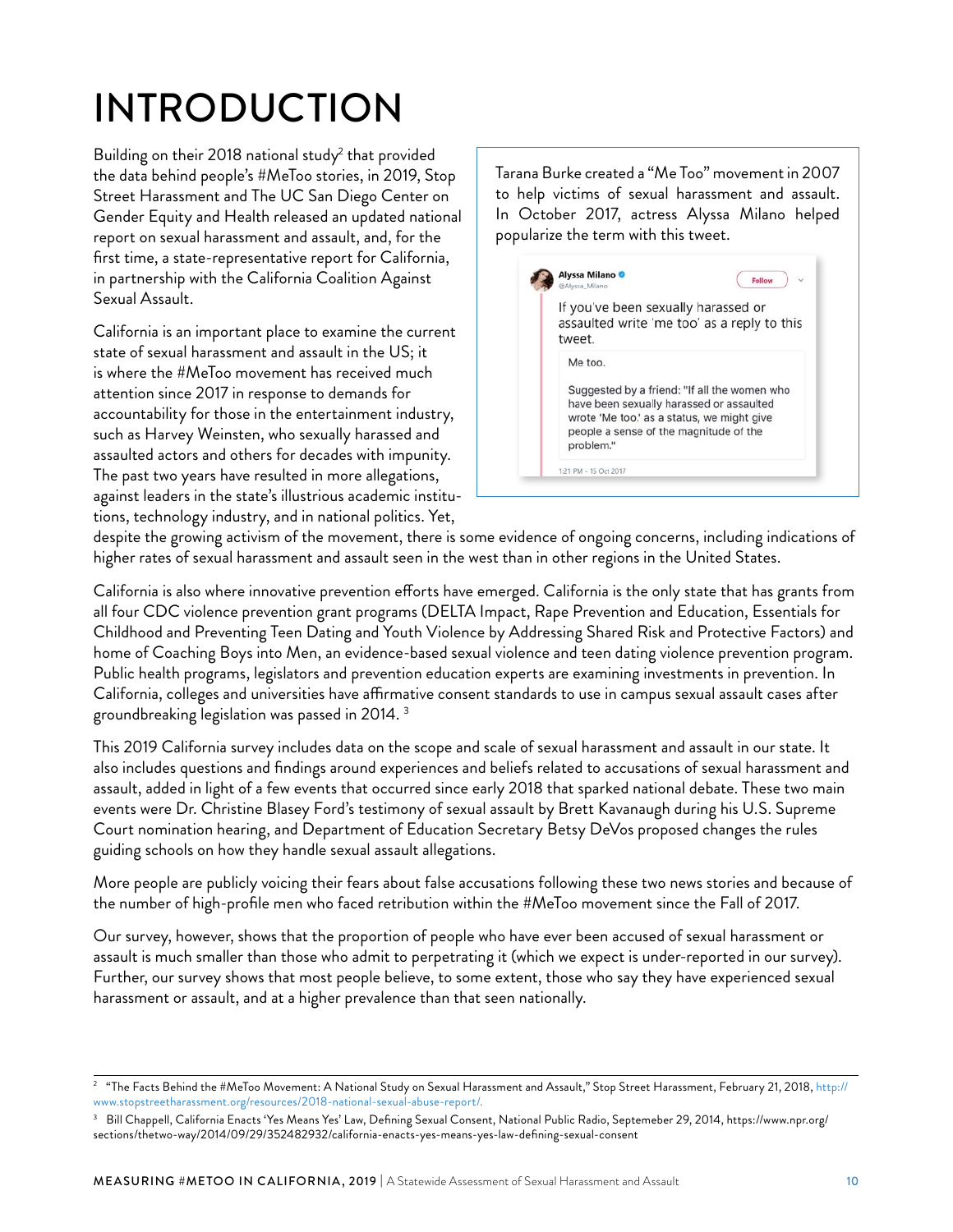# INTRODUCTION

Building on their 2018 national study[2] that provided the data behind people's #MeToo stories, in 2019, Stop Street Harassment and The UC San Diego Center on Gender Equity and Health released an updated national report on sexual harassment and assault, and, for the first time, a state-representative report for California, in partnership with the California Coalition Against Sexual Assault.

> Tarana Burke created a "Me Too" movement in 2007 to help victims of sexual harassment and assault. In October 2017, actress Alyssa Milano helped popularize the term with this tweet.
>
> **Alyssa Milano** @Alyssa_Milano
>
> If you've been sexually harassed or assaulted write 'me too' as a reply to this tweet.
>
> Me too.
>
> Suggested by a friend: "If all the women who have been sexually harassed or assaulted wrote 'Me too.' as a status, we might give people a sense of the magnitude of the problem."
>
> 1:21 PM - 15 Oct 2017

California is an important place to examine the current state of sexual harassment and assault in the US; it is where the #MeToo movement has received much attention since 2017 in response to demands for accountability for those in the entertainment industry, such as Harvey Weinsten, who sexually harassed and assaulted actors and others for decades with impunity. The past two years have resulted in more allegations, against leaders in the state's illustrious academic institutions, technology industry, and in national politics. Yet, despite the growing activism of the movement, there is some evidence of ongoing concerns, including indications of higher rates of sexual harassment and assault seen in the west than in other regions in the United States.

California is also where innovative prevention efforts have emerged. California is the only state that has grants from all four CDC violence prevention grant programs (DELTA Impact, Rape Prevention and Education, Essentials for Childhood and Preventing Teen Dating and Youth Violence by Addressing Shared Risk and Protective Factors) and home of Coaching Boys into Men, an evidence-based sexual violence and teen dating violence prevention program. Public health programs, legislators and prevention education experts are examining investments in prevention. In California, colleges and universities have affirmative consent standards to use in campus sexual assault cases after groundbreaking legislation was passed in 2014. [3]

This 2019 California survey includes data on the scope and scale of sexual harassment and assault in our state. It also includes questions and findings around experiences and beliefs related to accusations of sexual harassment and assault, added in light of a few events that occurred since early 2018 that sparked national debate. These two main events were Dr. Christine Blasey Ford's testimony of sexual assault by Brett Kavanaugh during his U.S. Supreme Court nomination hearing, and Department of Education Secretary Betsy DeVos proposed changes the rules guiding schools on how they handle sexual assault allegations.

More people are publicly voicing their fears about false accusations following these two news stories and because of the number of high-profile men who faced retribution within the #MeToo movement since the Fall of 2017.

Our survey, however, shows that the proportion of people who have ever been accused of sexual harassment or assault is much smaller than those who admit to perpetrating it (which we expect is under-reported in our survey). Further, our survey shows that most people believe, to some extent, those who say they have experienced sexual harassment or assault, and at a higher prevalence than that seen nationally.

---

[2] "The Facts Behind the #MeToo Movement: A National Study on Sexual Harassment and Assault," Stop Street Harassment, February 21, 2018, http://www.stopstreetharassment.org/resources/2018-national-sexual-abuse-report/.

[3] Bill Chappell, California Enacts 'Yes Means Yes' Law, Defining Sexual Consent, National Public Radio, Septemeber 29, 2014, https://www.npr.org/sections/thetwo-way/2014/09/29/352482932/california-enacts-yes-means-yes-law-defining-sexual-consent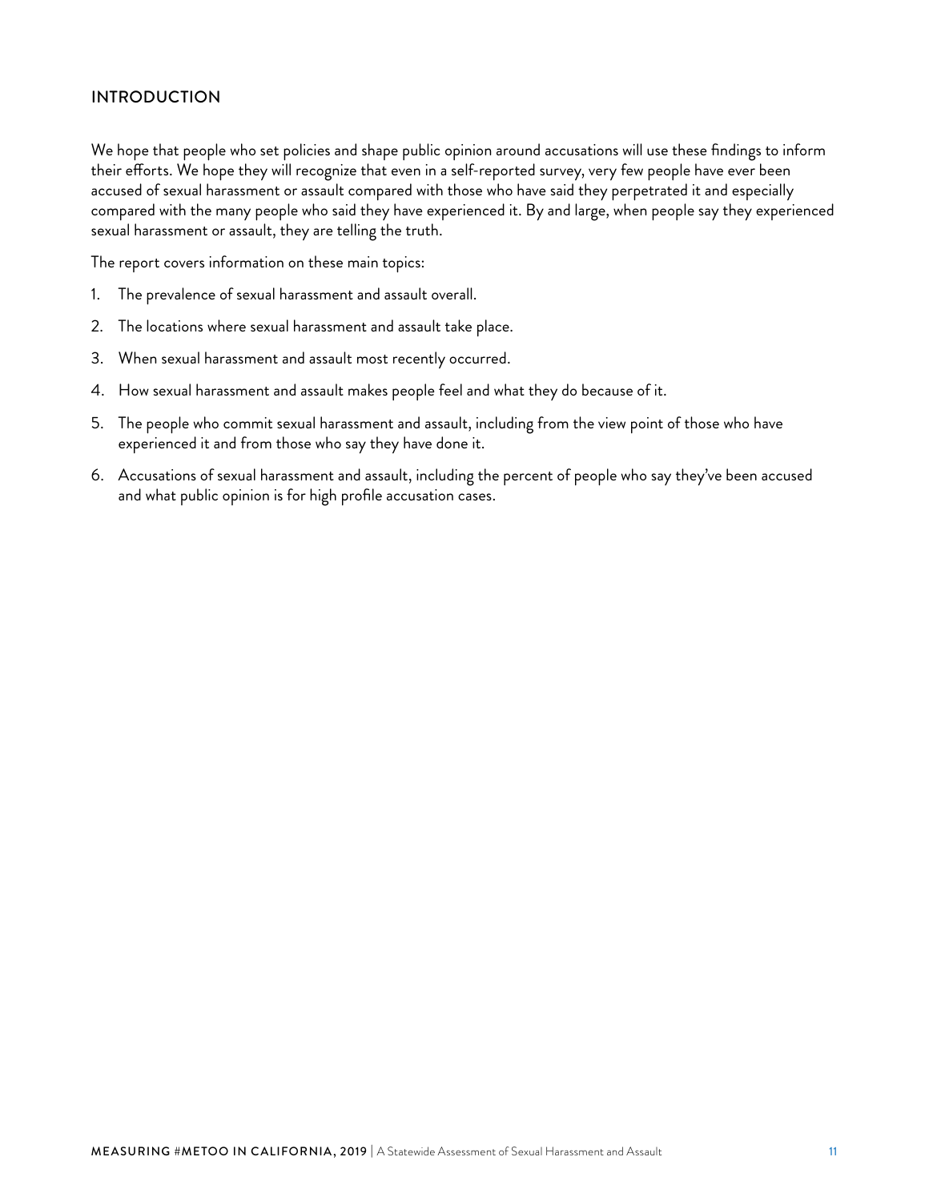## INTRODUCTION

We hope that people who set policies and shape public opinion around accusations will use these findings to inform their efforts. We hope they will recognize that even in a self-reported survey, very few people have ever been accused of sexual harassment or assault compared with those who have said they perpetrated it and especially compared with the many people who said they have experienced it. By and large, when people say they experienced sexual harassment or assault, they are telling the truth.

The report covers information on these main topics:

1. The prevalence of sexual harassment and assault overall.
2. The locations where sexual harassment and assault take place.
3. When sexual harassment and assault most recently occurred.
4. How sexual harassment and assault makes people feel and what they do because of it.
5. The people who commit sexual harassment and assault, including from the view point of those who have experienced it and from those who say they have done it.
6. Accusations of sexual harassment and assault, including the percent of people who say they've been accused and what public opinion is for high profile accusation cases.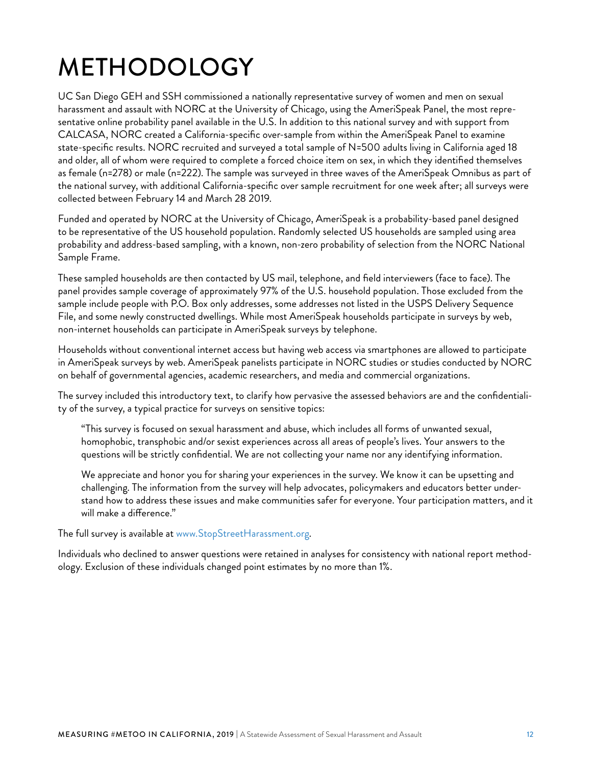# METHODOLOGY

UC San Diego GEH and SSH commissioned a nationally representative survey of women and men on sexual harassment and assault with NORC at the University of Chicago, using the AmeriSpeak Panel, the most representative online probability panel available in the U.S. In addition to this national survey and with support from CALCASA, NORC created a California-specific over-sample from within the AmeriSpeak Panel to examine state-specific results. NORC recruited and surveyed a total sample of N=500 adults living in California aged 18 and older, all of whom were required to complete a forced choice item on sex, in which they identified themselves as female (n=278) or male (n=222). The sample was surveyed in three waves of the AmeriSpeak Omnibus as part of the national survey, with additional California-specific over sample recruitment for one week after; all surveys were collected between February 14 and March 28 2019.

Funded and operated by NORC at the University of Chicago, AmeriSpeak is a probability-based panel designed to be representative of the US household population. Randomly selected US households are sampled using area probability and address-based sampling, with a known, non-zero probability of selection from the NORC National Sample Frame.

These sampled households are then contacted by US mail, telephone, and field interviewers (face to face). The panel provides sample coverage of approximately 97% of the U.S. household population. Those excluded from the sample include people with P.O. Box only addresses, some addresses not listed in the USPS Delivery Sequence File, and some newly constructed dwellings. While most AmeriSpeak households participate in surveys by web, non-internet households can participate in AmeriSpeak surveys by telephone.

Households without conventional internet access but having web access via smartphones are allowed to participate in AmeriSpeak surveys by web. AmeriSpeak panelists participate in NORC studies or studies conducted by NORC on behalf of governmental agencies, academic researchers, and media and commercial organizations.

The survey included this introductory text, to clarify how pervasive the assessed behaviors are and the confidentiality of the survey, a typical practice for surveys on sensitive topics:

> "This survey is focused on sexual harassment and abuse, which includes all forms of unwanted sexual, homophobic, transphobic and/or sexist experiences across all areas of people's lives. Your answers to the questions will be strictly confidential. We are not collecting your name nor any identifying information.
>
> We appreciate and honor you for sharing your experiences in the survey. We know it can be upsetting and challenging. The information from the survey will help advocates, policymakers and educators better understand how to address these issues and make communities safer for everyone. Your participation matters, and it will make a difference."

The full survey is available at www.StopStreetHarassment.org.

Individuals who declined to answer questions were retained in analyses for consistency with national report methodology. Exclusion of these individuals changed point estimates by no more than 1%.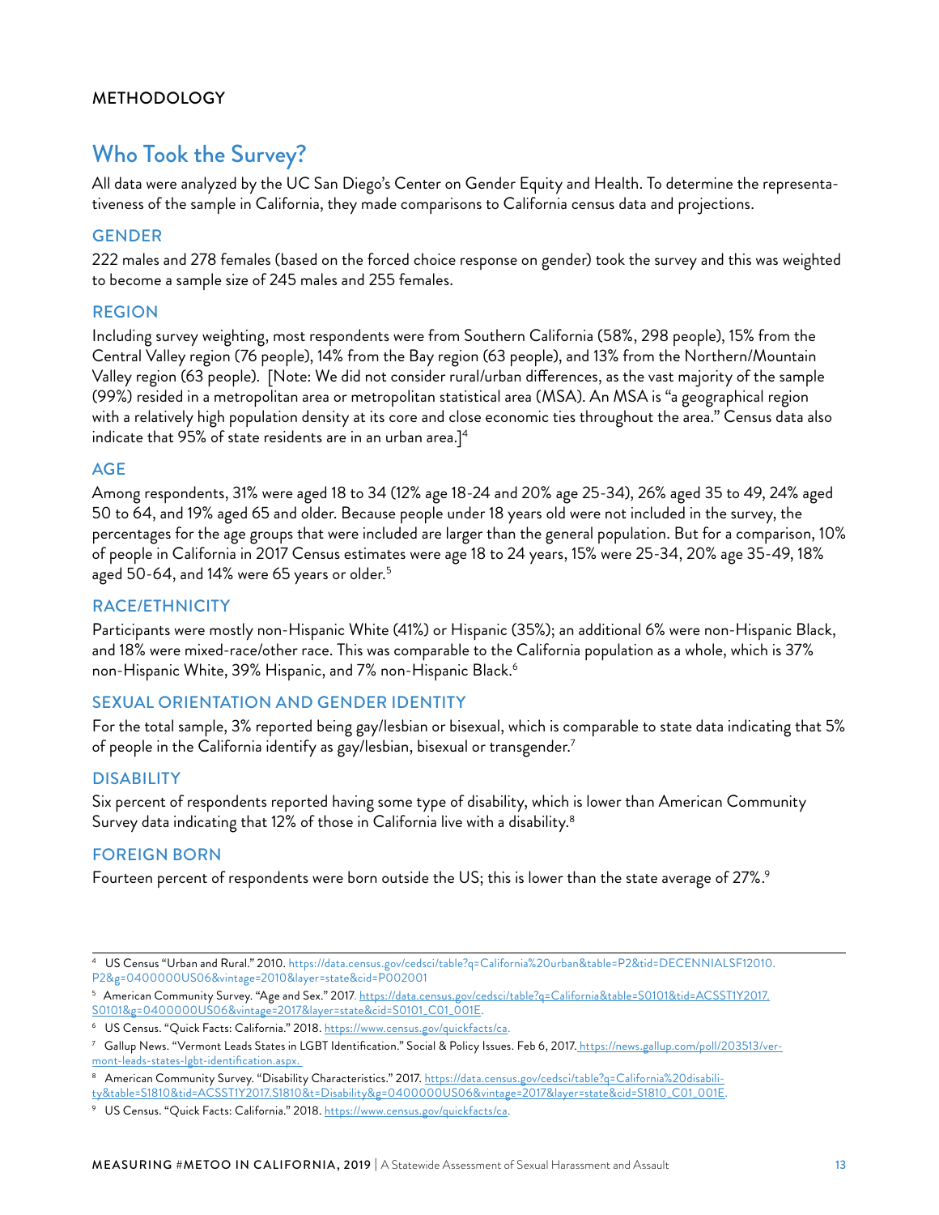METHODOLOGY

## Who Took the Survey?

All data were analyzed by the UC San Diego's Center on Gender Equity and Health. To determine the representativeness of the sample in California, they made comparisons to California census data and projections.

### GENDER

222 males and 278 females (based on the forced choice response on gender) took the survey and this was weighted to become a sample size of 245 males and 255 females.

### REGION

Including survey weighting, most respondents were from Southern California (58%, 298 people), 15% from the Central Valley region (76 people), 14% from the Bay region (63 people), and 13% from the Northern/Mountain Valley region (63 people). [Note: We did not consider rural/urban differences, as the vast majority of the sample (99%) resided in a metropolitan area or metropolitan statistical area (MSA). An MSA is "a geographical region with a relatively high population density at its core and close economic ties throughout the area." Census data also indicate that 95% of state residents are in an urban area.][4]

### AGE

Among respondents, 31% were aged 18 to 34 (12% age 18-24 and 20% age 25-34), 26% aged 35 to 49, 24% aged 50 to 64, and 19% aged 65 and older. Because people under 18 years old were not included in the survey, the percentages for the age groups that were included are larger than the general population. But for a comparison, 10% of people in California in 2017 Census estimates were age 18 to 24 years, 15% were 25-34, 20% age 35-49, 18% aged 50-64, and 14% were 65 years or older.[5]

### RACE/ETHNICITY

Participants were mostly non-Hispanic White (41%) or Hispanic (35%); an additional 6% were non-Hispanic Black, and 18% were mixed-race/other race. This was comparable to the California population as a whole, which is 37% non-Hispanic White, 39% Hispanic, and 7% non-Hispanic Black.[6]

### SEXUAL ORIENTATION AND GENDER IDENTITY

For the total sample, 3% reported being gay/lesbian or bisexual, which is comparable to state data indicating that 5% of people in the California identify as gay/lesbian, bisexual or transgender.[7]

### DISABILITY

Six percent of respondents reported having some type of disability, which is lower than American Community Survey data indicating that 12% of those in California live with a disability.[8]

### FOREIGN BORN

Fourteen percent of respondents were born outside the US; this is lower than the state average of 27%.[9]

---

[4] US Census "Urban and Rural." 2010. https://data.census.gov/cedsci/table?q=California%20urban&table=P2&tid=DECENNIALSF12010.P2&g=0400000US06&vintage=2010&layer=state&cid=P002001

[5] American Community Survey. "Age and Sex." 2017. https://data.census.gov/cedsci/table?q=California&table=S0101&tid=ACSST1Y2017.S0101&g=0400000US06&vintage=2017&layer=state&cid=S0101_C01_001E.

[6] US Census. "Quick Facts: California." 2018. https://www.census.gov/quickfacts/ca.

[7] Gallup News. "Vermont Leads States in LGBT Identification." Social & Policy Issues. Feb 6, 2017. https://news.gallup.com/poll/203513/vermont-leads-states-lgbt-identification.aspx.

[8] American Community Survey. "Disability Characteristics." 2017. https://data.census.gov/cedsci/table?q=California%20disability&table=S1810&tid=ACSST1Y2017.S1810&t=Disability&g=0400000US06&vintage=2017&layer=state&cid=S1810_C01_001E.

[9] US Census. "Quick Facts: California." 2018. https://www.census.gov/quickfacts/ca.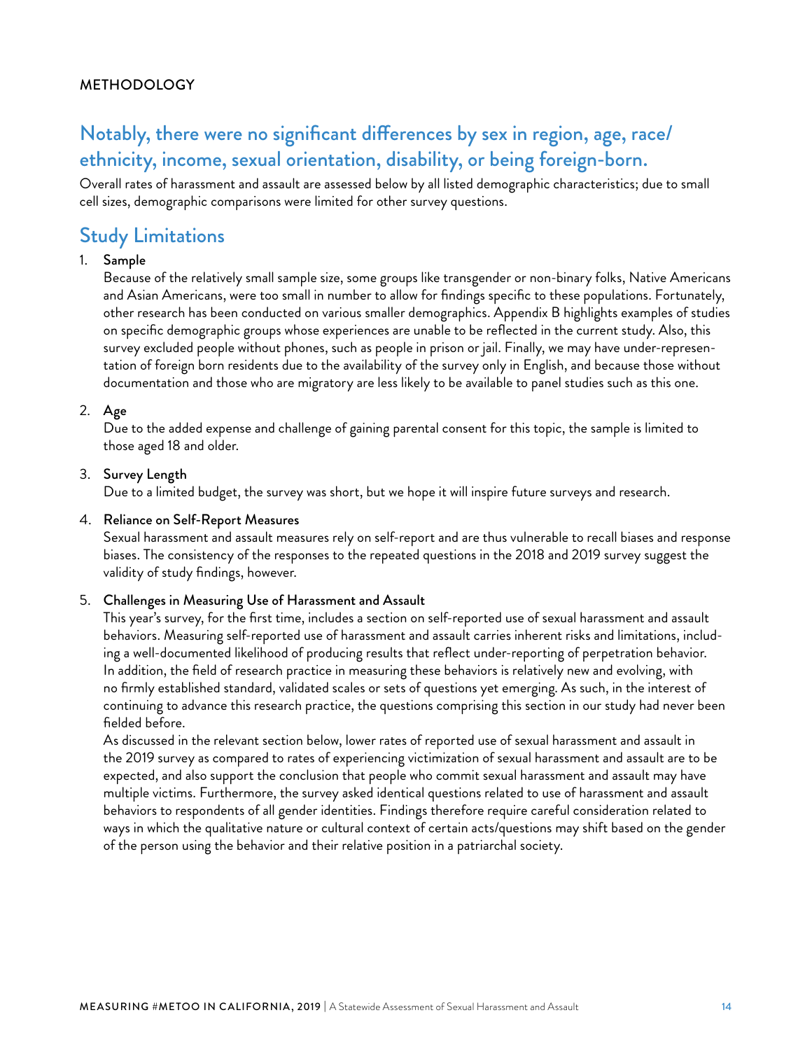METHODOLOGY

## Notably, there were no significant differences by sex in region, age, race/ethnicity, income, sexual orientation, disability, or being foreign-born.

Overall rates of harassment and assault are assessed below by all listed demographic characteristics; due to small cell sizes, demographic comparisons were limited for other survey questions.

## Study Limitations

1. **Sample**
   Because of the relatively small sample size, some groups like transgender or non-binary folks, Native Americans and Asian Americans, were too small in number to allow for findings specific to these populations. Fortunately, other research has been conducted on various smaller demographics. Appendix B highlights examples of studies on specific demographic groups whose experiences are unable to be reflected in the current study. Also, this survey excluded people without phones, such as people in prison or jail. Finally, we may have under-representation of foreign born residents due to the availability of the survey only in English, and because those without documentation and those who are migratory are less likely to be available to panel studies such as this one.

2. **Age**
   Due to the added expense and challenge of gaining parental consent for this topic, the sample is limited to those aged 18 and older.

3. **Survey Length**
   Due to a limited budget, the survey was short, but we hope it will inspire future surveys and research.

4. **Reliance on Self-Report Measures**
   Sexual harassment and assault measures rely on self-report and are thus vulnerable to recall biases and response biases. The consistency of the responses to the repeated questions in the 2018 and 2019 survey suggest the validity of study findings, however.

5. **Challenges in Measuring Use of Harassment and Assault**
   This year's survey, for the first time, includes a section on self-reported use of sexual harassment and assault behaviors. Measuring self-reported use of harassment and assault carries inherent risks and limitations, including a well-documented likelihood of producing results that reflect under-reporting of perpetration behavior. In addition, the field of research practice in measuring these behaviors is relatively new and evolving, with no firmly established standard, validated scales or sets of questions yet emerging. As such, in the interest of continuing to advance this research practice, the questions comprising this section in our study had never been fielded before.
   As discussed in the relevant section below, lower rates of reported use of sexual harassment and assault in the 2019 survey as compared to rates of experiencing victimization of sexual harassment and assault are to be expected, and also support the conclusion that people who commit sexual harassment and assault may have multiple victims. Furthermore, the survey asked identical questions related to use of harassment and assault behaviors to respondents of all gender identities. Findings therefore require careful consideration related to ways in which the qualitative nature or cultural context of certain acts/questions may shift based on the gender of the person using the behavior and their relative position in a patriarchal society.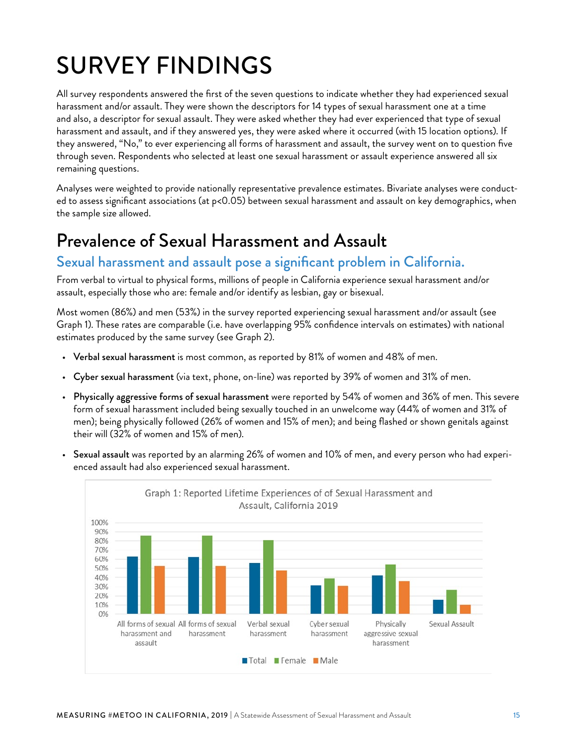# SURVEY FINDINGS

All survey respondents answered the first of the seven questions to indicate whether they had experienced sexual harassment and/or assault. They were shown the descriptors for 14 types of sexual harassment one at a time and also, a descriptor for sexual assault. They were asked whether they had ever experienced that type of sexual harassment and assault, and if they answered yes, they were asked where it occurred (with 15 location options). If they answered, "No," to ever experiencing all forms of harassment and assault, the survey went on to question five through seven. Respondents who selected at least one sexual harassment or assault experience answered all six remaining questions.

Analyses were weighted to provide nationally representative prevalence estimates. Bivariate analyses were conducted to assess significant associations (at $p<0.05$) between sexual harassment and assault on key demographics, when the sample size allowed.

## Prevalence of Sexual Harassment and Assault

### Sexual harassment and assault pose a significant problem in California.

From verbal to virtual to physical forms, millions of people in California experience sexual harassment and/or assault, especially those who are: female and/or identify as lesbian, gay or bisexual.

Most women (86%) and men (53%) in the survey reported experiencing sexual harassment and/or assault (see Graph 1). These rates are comparable (i.e. have overlapping 95% confidence intervals on estimates) with national estimates produced by the same survey (see Graph 2).

- **Verbal sexual harassment** is most common, as reported by 81% of women and 48% of men.
- **Cyber sexual harassment** (via text, phone, on-line) was reported by 39% of women and 31% of men.
- **Physically aggressive forms of sexual harassment** were reported by 54% of women and 36% of men. This severe form of sexual harassment included being sexually touched in an unwelcome way (44% of women and 31% of men); being physically followed (26% of women and 15% of men); and being flashed or shown genitals against their will (32% of women and 15% of men).
- **Sexual assault** was reported by an alarming 26% of women and 10% of men, and every person who had experienced assault had also experienced sexual harassment.

Graph 1: Reported Lifetime Experiences of of Sexual Harassment and Assault, California 2019

| | Total | Female | Male |
|---|---|---|---|
| All forms of sexual harassment and assault | 63% | 86% | 53% |
| All forms of sexual harassment | 62% | 86% | 53% |
| Verbal sexual harassment | 56% | 81% | 48% |
| Cyber sexual harassment | 31% | 39% | 31% |
| Physically aggressive sexual harassment | 42% | 54% | 36% |
| Sexual Assault | 16% | 26% | 10% |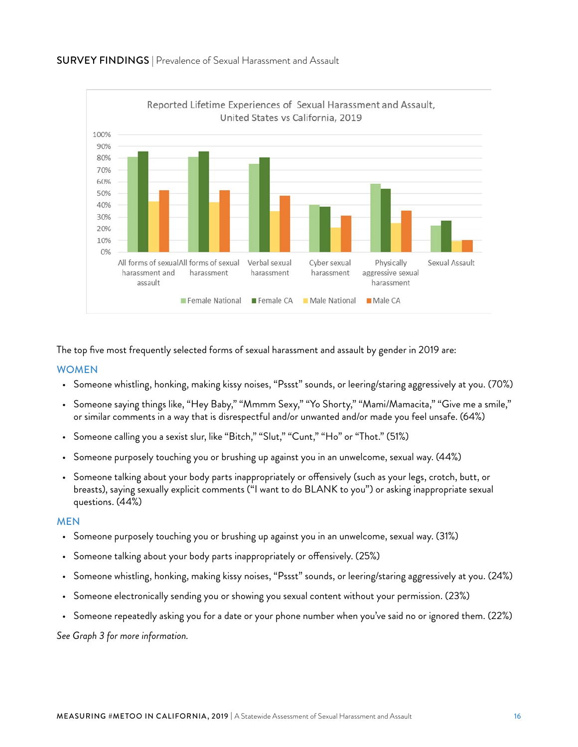**SURVEY FINDINGS** | Prevalence of Sexual Harassment and Assault

The top five most frequently selected forms of sexual harassment and assault by gender in 2019 are:

## WOMEN

- Someone whistling, honking, making kissy noises, "Pssst" sounds, or leering/staring aggressively at you. (70%)
- Someone saying things like, "Hey Baby," "Mmmm Sexy," "Yo Shorty," "Mami/Mamacita," "Give me a smile," or similar comments in a way that is disrespectful and/or unwanted and/or made you feel unsafe. (64%)
- Someone calling you a sexist slur, like "Bitch," "Slut," "Cunt," "Ho" or "Thot." (51%)
- Someone purposely touching you or brushing up against you in an unwelcome, sexual way. (44%)
- Someone talking about your body parts inappropriately or offensively (such as your legs, crotch, butt, or breasts), saying sexually explicit comments ("I want to do BLANK to you") or asking inappropriate sexual questions. (44%)

## MEN

- Someone purposely touching you or brushing up against you in an unwelcome, sexual way. (31%)
- Someone talking about your body parts inappropriately or offensively. (25%)
- Someone whistling, honking, making kissy noises, "Pssst" sounds, or leering/staring aggressively at you. (24%)
- Someone electronically sending you or showing you sexual content without your permission. (23%)
- Someone repeatedly asking you for a date or your phone number when you've said no or ignored them. (22%)

*See Graph 3 for more information.*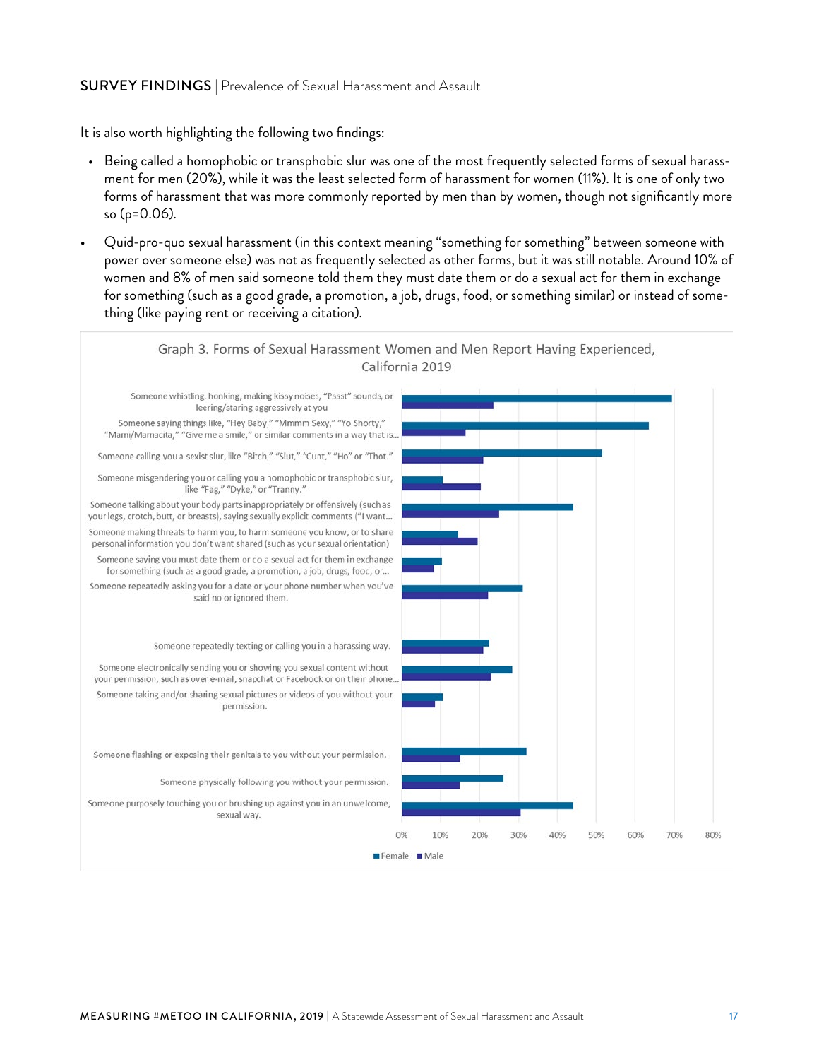It is also worth highlighting the following two findings:

- Being called a homophobic or transphobic slur was one of the most frequently selected forms of sexual harassment for men (20%), while it was the least selected form of harassment for women (11%). It is one of only two forms of harassment that was more commonly reported by men than by women, though not significantly more so (p=0.06).
- Quid-pro-quo sexual harassment (in this context meaning "something for something" between someone with power over someone else) was not as frequently selected as other forms, but it was still notable. Around 10% of women and 8% of men said someone told them they must date them or do a sexual act for them in exchange for something (such as a good grade, a promotion, a job, drugs, food, or something similar) or instead of something (like paying rent or receiving a citation).

Graph 3. Forms of Sexual Harassment Women and Men Report Having Experienced, California 2019

- Someone whistling, honking, making kissy noises, "Psst" sounds, or leering/staring aggressively at you
- Someone saying things like, "Hey Baby," "Mmmm Sexy," "Yo Shorty," "Mami/Mamacita," "Give me a smile," or similar comments in a way that is...
- Someone calling you a sexist slur, like "Bitch," "Slut," "Cunt," "Ho" or "Thot."
- Someone misgendering you or calling you a homophobic or transphobic slur, like "Fag," "Dyke," or "Tranny."
- Someone talking about your body parts inappropriately or offensively (such as your legs, crotch, butt, or breasts), saying sexually explicit comments ("I want...
- Someone making threats to harm you, to harm someone you know, or to share personal information you don't want shared (such as your sexual orientation)
- Someone saying you must date them or do a sexual act for them in exchange for something (such as a good grade, a promotion, a job, drugs, food, or...
- Someone repeatedly asking you for a date or your phone number when you've said no or ignored them.
- Someone repeatedly texting or calling you in a harassing way.
- Someone electronically sending you or showing you sexual content without your permission, such as over e-mail, snapchat or Facebook or on their phone...
- Someone taking and/or sharing sexual pictures or videos of you without your permission.
- Someone flashing or exposing their genitals to you without your permission.
- Someone physically following you without your permission.
- Someone purposely touching you or brushing up against you in an unwelcome, sexual way.

0% 10% 20% 30% 40% 50% 60% 70% 80%

Female Male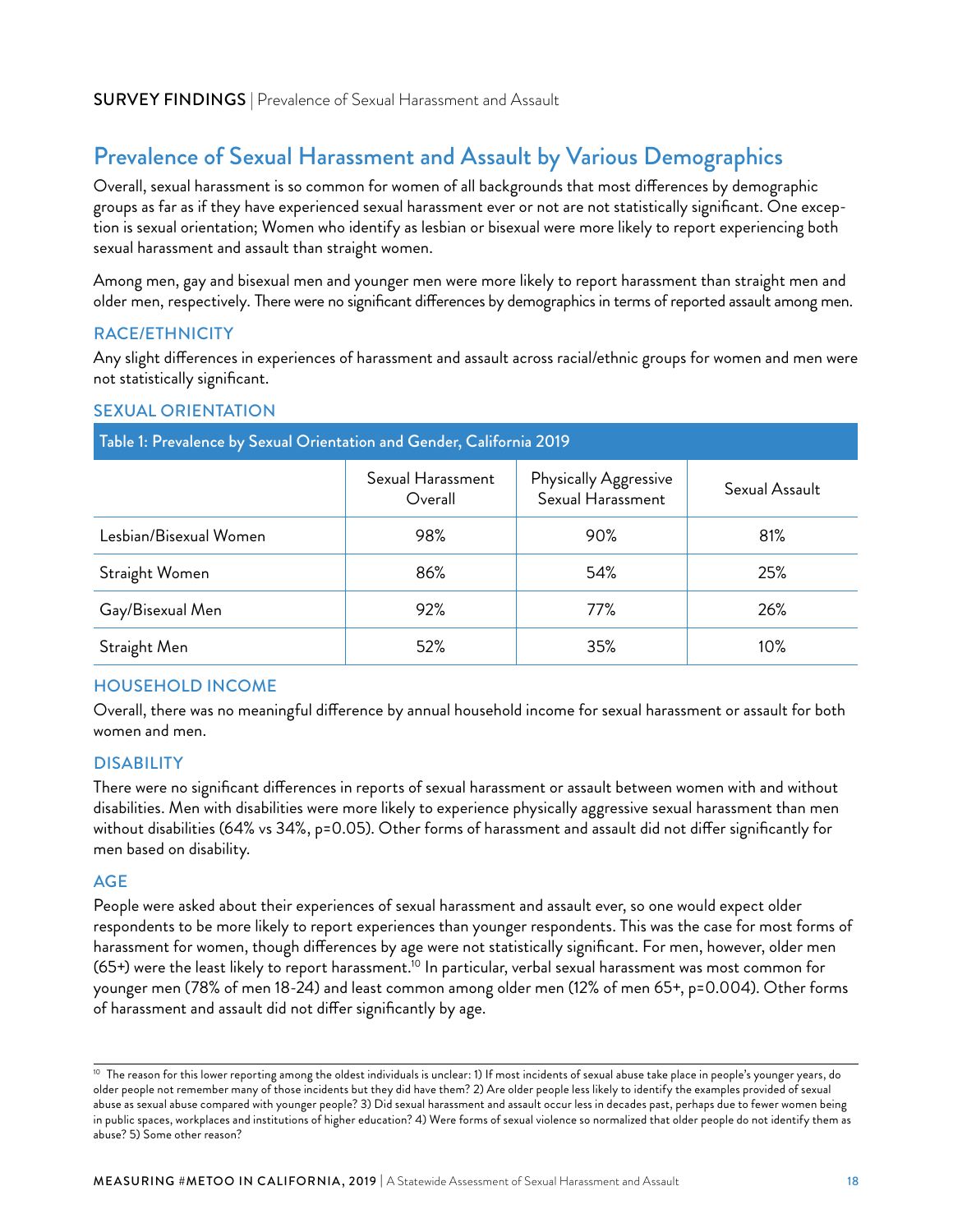## Prevalence of Sexual Harassment and Assault by Various Demographics

Overall, sexual harassment is so common for women of all backgrounds that most differences by demographic groups as far as if they have experienced sexual harassment ever or not are not statistically significant. One exception is sexual orientation; Women who identify as lesbian or bisexual were more likely to report experiencing both sexual harassment and assault than straight women.

Among men, gay and bisexual men and younger men were more likely to report harassment than straight men and older men, respectively. There were no significant differences by demographics in terms of reported assault among men.

### RACE/ETHNICITY

Any slight differences in experiences of harassment and assault across racial/ethnic groups for women and men were not statistically significant.

### SEXUAL ORIENTATION

**Table 1: Prevalence by Sexual Orientation and Gender, California 2019**

| | Sexual Harassment Overall | Physically Aggressive Sexual Harassment | Sexual Assault |
|---|---|---|---|
| Lesbian/Bisexual Women | 98% | 90% | 81% |
| Straight Women | 86% | 54% | 25% |
| Gay/Bisexual Men | 92% | 77% | 26% |
| Straight Men | 52% | 35% | 10% |

### HOUSEHOLD INCOME

Overall, there was no meaningful difference by annual household income for sexual harassment or assault for both women and men.

### DISABILITY

There were no significant differences in reports of sexual harassment or assault between women with and without disabilities. Men with disabilities were more likely to experience physically aggressive sexual harassment than men without disabilities (64% vs 34%, p=0.05). Other forms of harassment and assault did not differ significantly for men based on disability.

### AGE

People were asked about their experiences of sexual harassment and assault ever, so one would expect older respondents to be more likely to report experiences than younger respondents. This was the case for most forms of harassment for women, though differences by age were not statistically significant. For men, however, older men (65+) were the least likely to report harassment.[10] In particular, verbal sexual harassment was most common for younger men (78% of men 18-24) and least common among older men (12% of men 65+, p=0.004). Other forms of harassment and assault did not differ significantly by age.

---

[10] The reason for this lower reporting among the oldest individuals is unclear: 1) If most incidents of sexual abuse take place in people's younger years, do older people not remember many of those incidents but they did have them? 2) Are older people less likely to identify the examples provided of sexual abuse as sexual abuse compared with younger people? 3) Did sexual harassment and assault occur less in decades past, perhaps due to fewer women being in public spaces, workplaces and institutions of higher education? 4) Were forms of sexual violence so normalized that older people do not identify them as abuse? 5) Some other reason?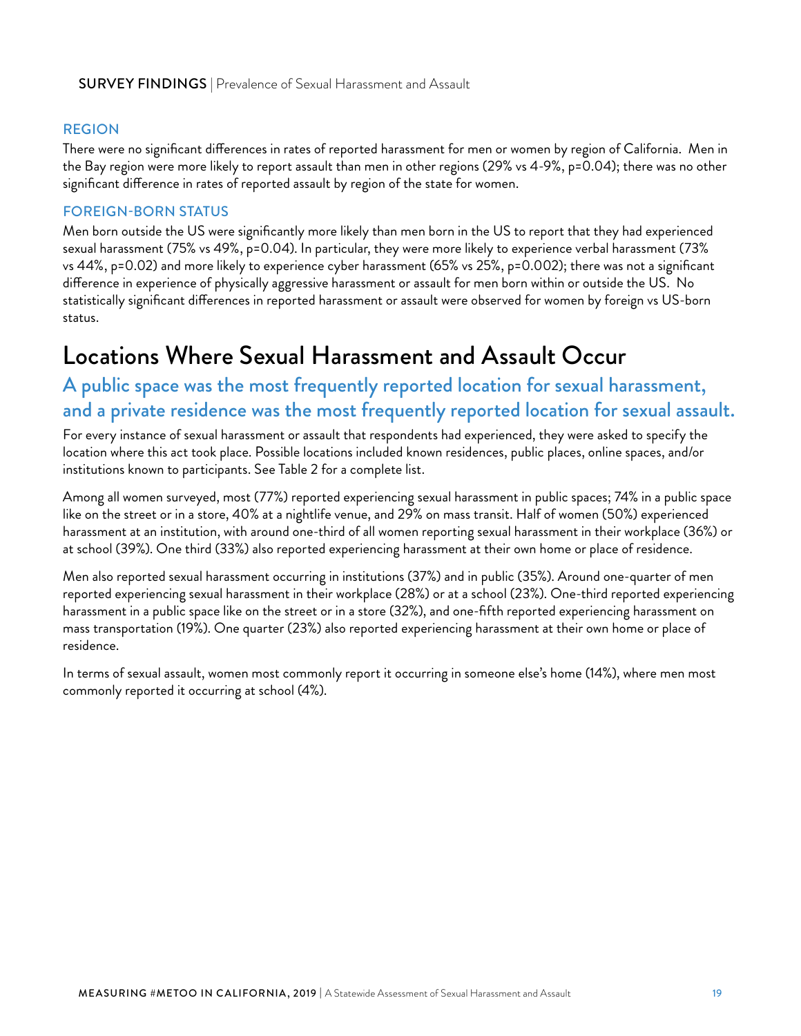### REGION

There were no significant differences in rates of reported harassment for men or women by region of California. Men in the Bay region were more likely to report assault than men in other regions (29% vs 4-9%, p=0.04); there was no other significant difference in rates of reported assault by region of the state for women.

### FOREIGN-BORN STATUS

Men born outside the US were significantly more likely than men born in the US to report that they had experienced sexual harassment (75% vs 49%, p=0.04). In particular, they were more likely to experience verbal harassment (73% vs 44%, p=0.02) and more likely to experience cyber harassment (65% vs 25%, p=0.002); there was not a significant difference in experience of physically aggressive harassment or assault for men born within or outside the US. No statistically significant differences in reported harassment or assault were observed for women by foreign vs US-born status.

# Locations Where Sexual Harassment and Assault Occur

## A public space was the most frequently reported location for sexual harassment, and a private residence was the most frequently reported location for sexual assault.

For every instance of sexual harassment or assault that respondents had experienced, they were asked to specify the location where this act took place. Possible locations included known residences, public places, online spaces, and/or institutions known to participants. See Table 2 for a complete list.

Among all women surveyed, most (77%) reported experiencing sexual harassment in public spaces; 74% in a public space like on the street or in a store, 40% at a nightlife venue, and 29% on mass transit. Half of women (50%) experienced harassment at an institution, with around one-third of all women reporting sexual harassment in their workplace (36%) or at school (39%). One third (33%) also reported experiencing harassment at their own home or place of residence.

Men also reported sexual harassment occurring in institutions (37%) and in public (35%). Around one-quarter of men reported experiencing sexual harassment in their workplace (28%) or at a school (23%). One-third reported experiencing harassment in a public space like on the street or in a store (32%), and one-fifth reported experiencing harassment on mass transportation (19%). One quarter (23%) also reported experiencing harassment at their own home or place of residence.

In terms of sexual assault, women most commonly report it occurring in someone else's home (14%), where men most commonly reported it occurring at school (4%).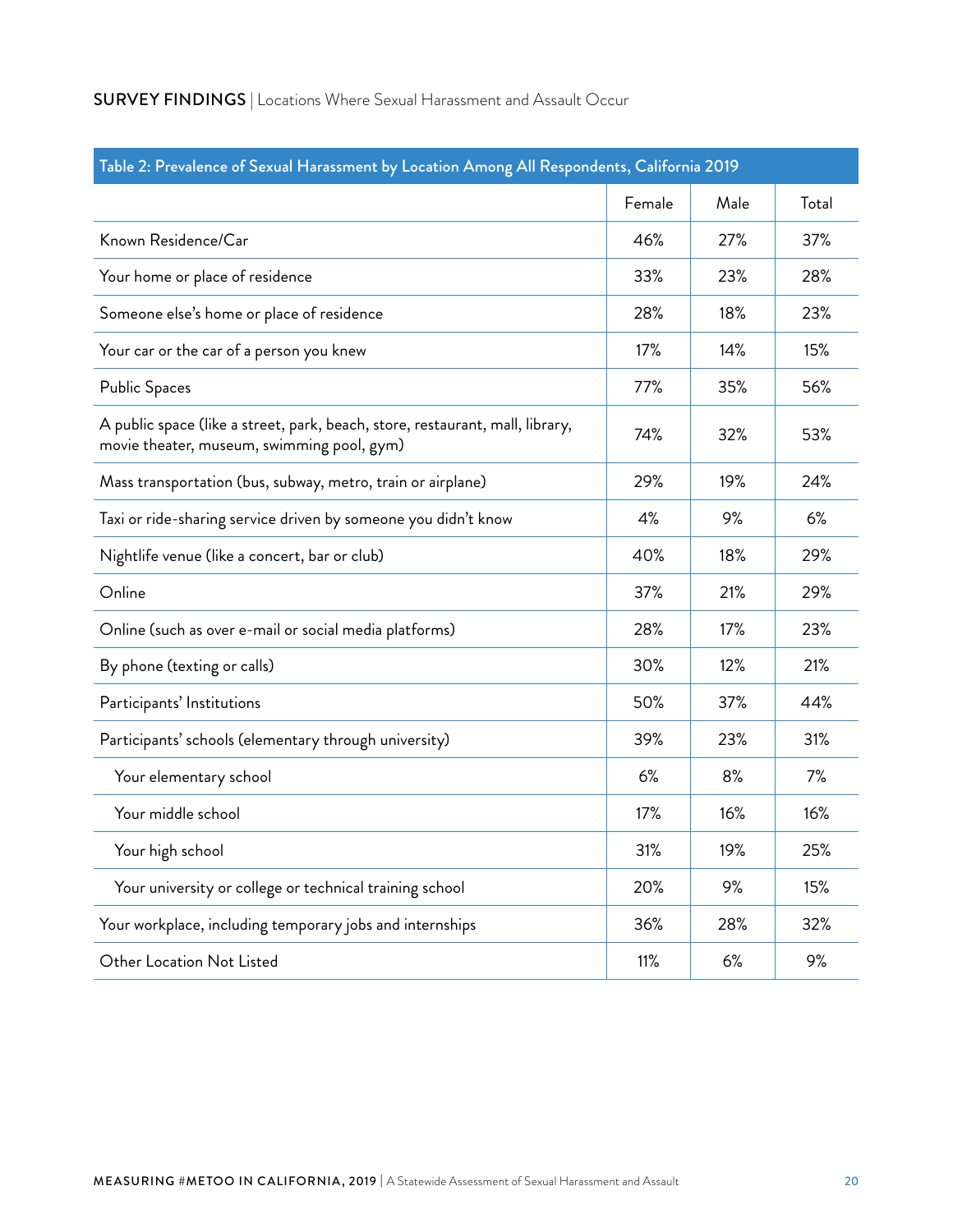**SURVEY FINDINGS** | Locations Where Sexual Harassment and Assault Occur

**Table 2: Prevalence of Sexual Harassment by Location Among All Respondents, California 2019**

| | Female | Male | Total |
|---|---|---|---|
| Known Residence/Car | 46% | 27% | 37% |
| Your home or place of residence | 33% | 23% | 28% |
| Someone else's home or place of residence | 28% | 18% | 23% |
| Your car or the car of a person you knew | 17% | 14% | 15% |
| Public Spaces | 77% | 35% | 56% |
| A public space (like a street, park, beach, store, restaurant, mall, library, movie theater, museum, swimming pool, gym) | 74% | 32% | 53% |
| Mass transportation (bus, subway, metro, train or airplane) | 29% | 19% | 24% |
| Taxi or ride-sharing service driven by someone you didn't know | 4% | 9% | 6% |
| Nightlife venue (like a concert, bar or club) | 40% | 18% | 29% |
| Online | 37% | 21% | 29% |
| Online (such as over e-mail or social media platforms) | 28% | 17% | 23% |
| By phone (texting or calls) | 30% | 12% | 21% |
| Participants' Institutions | 50% | 37% | 44% |
| Participants' schools (elementary through university) | 39% | 23% | 31% |
| Your elementary school | 6% | 8% | 7% |
| Your middle school | 17% | 16% | 16% |
| Your high school | 31% | 19% | 25% |
| Your university or college or technical training school | 20% | 9% | 15% |
| Your workplace, including temporary jobs and internships | 36% | 28% | 32% |
| Other Location Not Listed | 11% | 6% | 9% |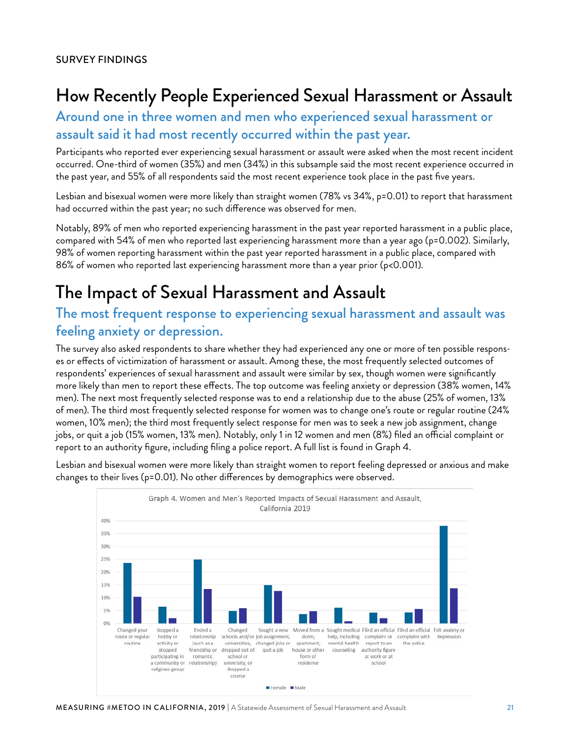SURVEY FINDINGS

# How Recently People Experienced Sexual Harassment or Assault

## Around one in three women and men who experienced sexual harassment or assault said it had most recently occurred within the past year.

Participants who reported ever experiencing sexual harassment or assault were asked when the most recent incident occurred. One-third of women (35%) and men (34%) in this subsample said the most recent experience occurred in the past year, and 55% of all respondents said the most recent experience took place in the past five years.

Lesbian and bisexual women were more likely than straight women (78% vs 34%, p=0.01) to report that harassment had occurred within the past year; no such difference was observed for men.

Notably, 89% of men who reported experiencing harassment in the past year reported harassment in a public place, compared with 54% of men who reported last experiencing harassment more than a year ago (p=0.002). Similarly, 98% of women reporting harassment within the past year reported harassment in a public place, compared with 86% of women who reported last experiencing harassment more than a year prior (p<0.001).

# The Impact of Sexual Harassment and Assault

## The most frequent response to experiencing sexual harassment and assault was feeling anxiety or depression.

The survey also asked respondents to share whether they had experienced any one or more of ten possible responses or effects of victimization of harassment or assault. Among these, the most frequently selected outcomes of respondents' experiences of sexual harassment and assault were similar by sex, though women were significantly more likely than men to report these effects. The top outcome was feeling anxiety or depression (38% women, 14% men). The next most frequently selected response was to end a relationship due to the abuse (25% of women, 13% of men). The third most frequently selected response for women was to change one's route or regular routine (24% women, 10% men); the third most frequently select response for men was to seek a new job assignment, change jobs, or quit a job (15% women, 13% men). Notably, only 1 in 12 women and men (8%) filed an official complaint or report to an authority figure, including filing a police report. A full list is found in Graph 4.

Lesbian and bisexual women were more likely than straight women to report feeling depressed or anxious and make changes to their lives (p=0.01). No other differences by demographics were observed.

Graph 4. Women and Men's Reported Impacts of Sexual Harassment and Assault, California 2019

| Impact | Female | Male |
|---|---|---|
| Changed your route or regular routine | ~24% | ~10% |
| Stopped a hobby or activity or stopped participating in a community or religious group | ~6% | ~2% |
| Ended a relationship (such as a friendship or romantic relationship) | ~25% | ~13% |
| Changed schools and/or universities, dropped out of school or university, or dropped a course | ~5% | ~6% |
| Sought a new job assignment, changed jobs or quit a job | ~15% | ~13% |
| Moved from a dorm, apartment, house or other form of residence | ~4% | ~5% |
| Sought medical help, including mental health counseling | ~6% | ~1% |
| Filed an official complaint or report to an authority figure at work or at school | ~4% | ~2% |
| Filed an official complaint with the police | ~4% | ~6% |
| Felt anxiety or depression | ~38% | ~14% |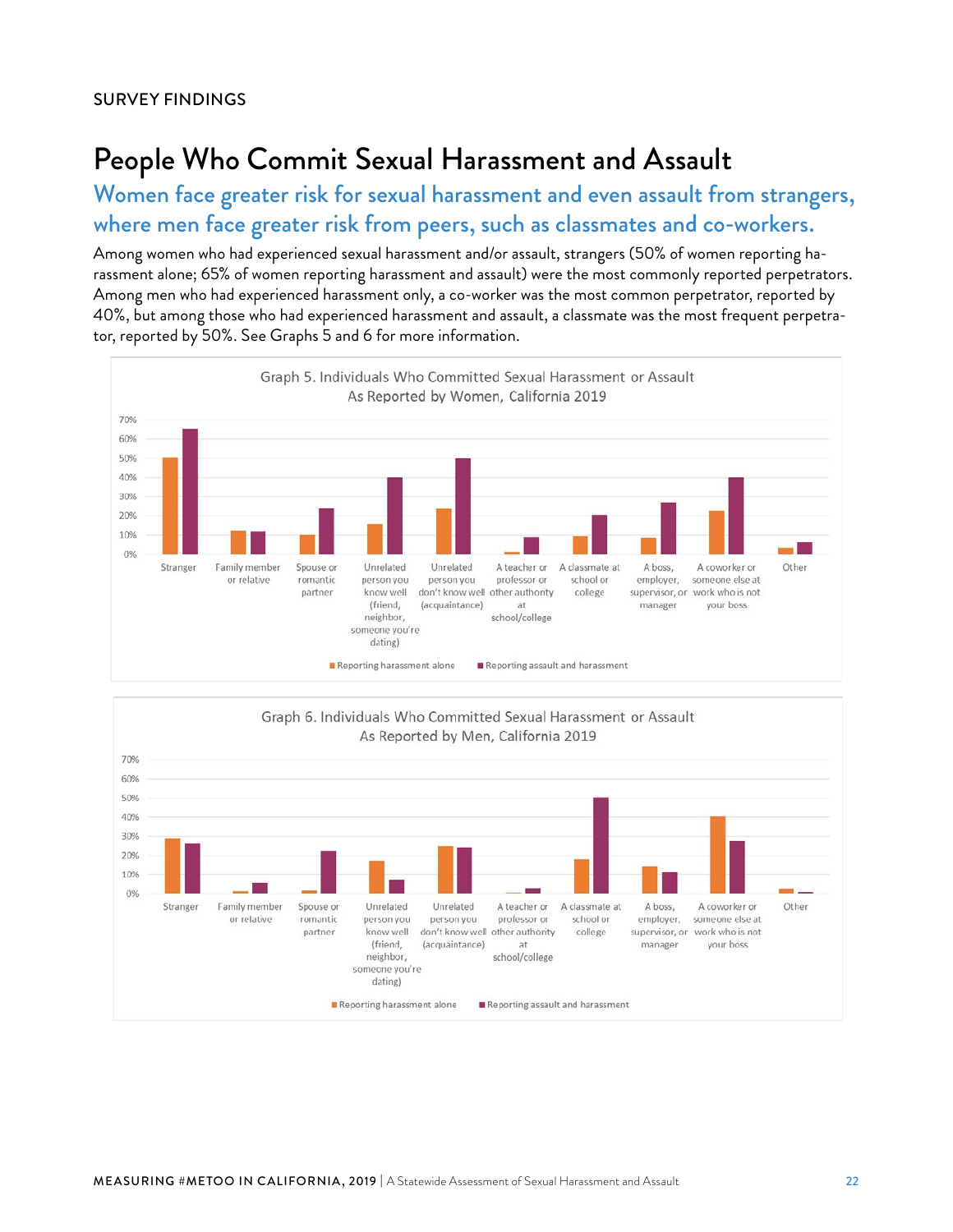SURVEY FINDINGS

# People Who Commit Sexual Harassment and Assault

## Women face greater risk for sexual harassment and even assault from strangers, where men face greater risk from peers, such as classmates and co-workers.

Among women who had experienced sexual harassment and/or assault, strangers (50% of women reporting harassment alone; 65% of women reporting harassment and assault) were the most commonly reported perpetrators. Among men who had experienced harassment only, a co-worker was the most common perpetrator, reported by 40%, but among those who had experienced harassment and assault, a classmate was the most frequent perpetrator, reported by 50%. See Graphs 5 and 6 for more information.

Graph 5. Individuals Who Committed Sexual Harassment or Assault As Reported by Women, California 2019

Graph 6. Individuals Who Committed Sexual Harassment or Assault As Reported by Men, California 2019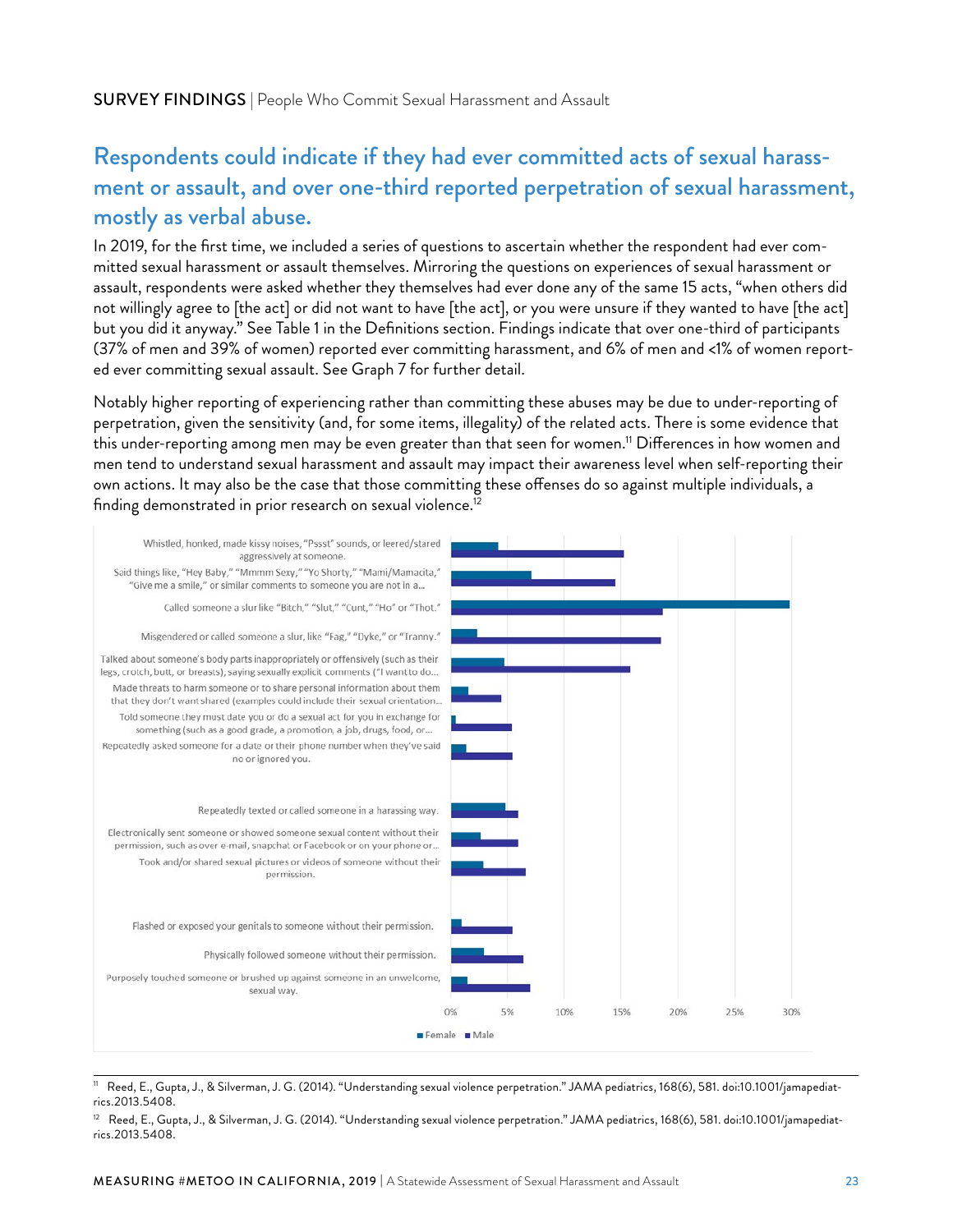## Respondents could indicate if they had ever committed acts of sexual harassment or assault, and over one-third reported perpetration of sexual harassment, mostly as verbal abuse.

In 2019, for the first time, we included a series of questions to ascertain whether the respondent had ever committed sexual harassment or assault themselves. Mirroring the questions on experiences of sexual harassment or assault, respondents were asked whether they themselves had ever done any of the same 15 acts, "when others did not willingly agree to [the act] or did not want to have [the act], or you were unsure if they wanted to have [the act] but you did it anyway." See Table 1 in the Definitions section. Findings indicate that over one-third of participants (37% of men and 39% of women) reported ever committing harassment, and 6% of men and <1% of women reported ever committing sexual assault. See Graph 7 for further detail.

Notably higher reporting of experiencing rather than committing these abuses may be due to under-reporting of perpetration, given the sensitivity (and, for some items, illegality) of the related acts. There is some evidence that this under-reporting among men may be even greater than that seen for women.[11] Differences in how women and men tend to understand sexual harassment and assault may impact their awareness level when self-reporting their own actions. It may also be the case that those committing these offenses do so against multiple individuals, a finding demonstrated in prior research on sexual violence.[12]

| Act | Female | Male |
|---|---|---|
| Whistled, honked, made kissy noises, "Pssst" sounds, or leered/stared aggressively at someone. | ~4% | ~15% |
| Said things like, "Hey Baby," "Mmmm Sexy," "Yo Shorty," "Mami/Mamacita," "Give me a smile," or similar comments to someone you are not in a... | ~7% | ~14% |
| Called someone a slur like "Bitch," "Slut," "Cunt," "Ho" or "Thot." | ~30% | ~19% |
| Misgendered or called someone a slur, like "Fag," "Dyke," or "Tranny." | ~2% | ~18% |
| Talked about someone's body parts inappropriately or offensively (such as their legs, crotch, butt, or breasts), saying sexually explicit comments ("I want to do... | ~5% | ~16% |
| Made threats to harm someone or to share personal information about them that they don't want shared (examples could include their sexual orientation... | ~2% | ~4% |
| Told someone they must date you or do a sexual act for you in exchange for something (such as a good grade, a promotion, a job, drugs, food, or... | ~0% | ~5% |
| Repeatedly asked someone for a date or their phone number when they've said no or ignored you. | ~1% | ~5% |
| Repeatedly texted or called someone in a harassing way. | ~5% | ~6% |
| Electronically sent someone or showed someone sexual content without their permission, such as over e-mail, snapchat or Facebook or on your phone or... | ~3% | ~6% |
| Took and/or shared sexual pictures or videos of someone without their permission. | ~3% | ~7% |
| Flashed or exposed your genitals to someone without their permission. | ~1% | ~5% |
| Physically followed someone without their permission. | ~3% | ~6% |
| Purposely touched someone or brushed up against someone in an unwelcome, sexual way. | ~1% | ~7% |

---

[11] Reed, E., Gupta, J., & Silverman, J. G. (2014). "Understanding sexual violence perpetration." JAMA pediatrics, 168(6), 581. doi:10.1001/jamapediatrics.2013.5408.

[12] Reed, E., Gupta, J., & Silverman, J. G. (2014). "Understanding sexual violence perpetration." JAMA pediatrics, 168(6), 581. doi:10.1001/jamapediatrics.2013.5408.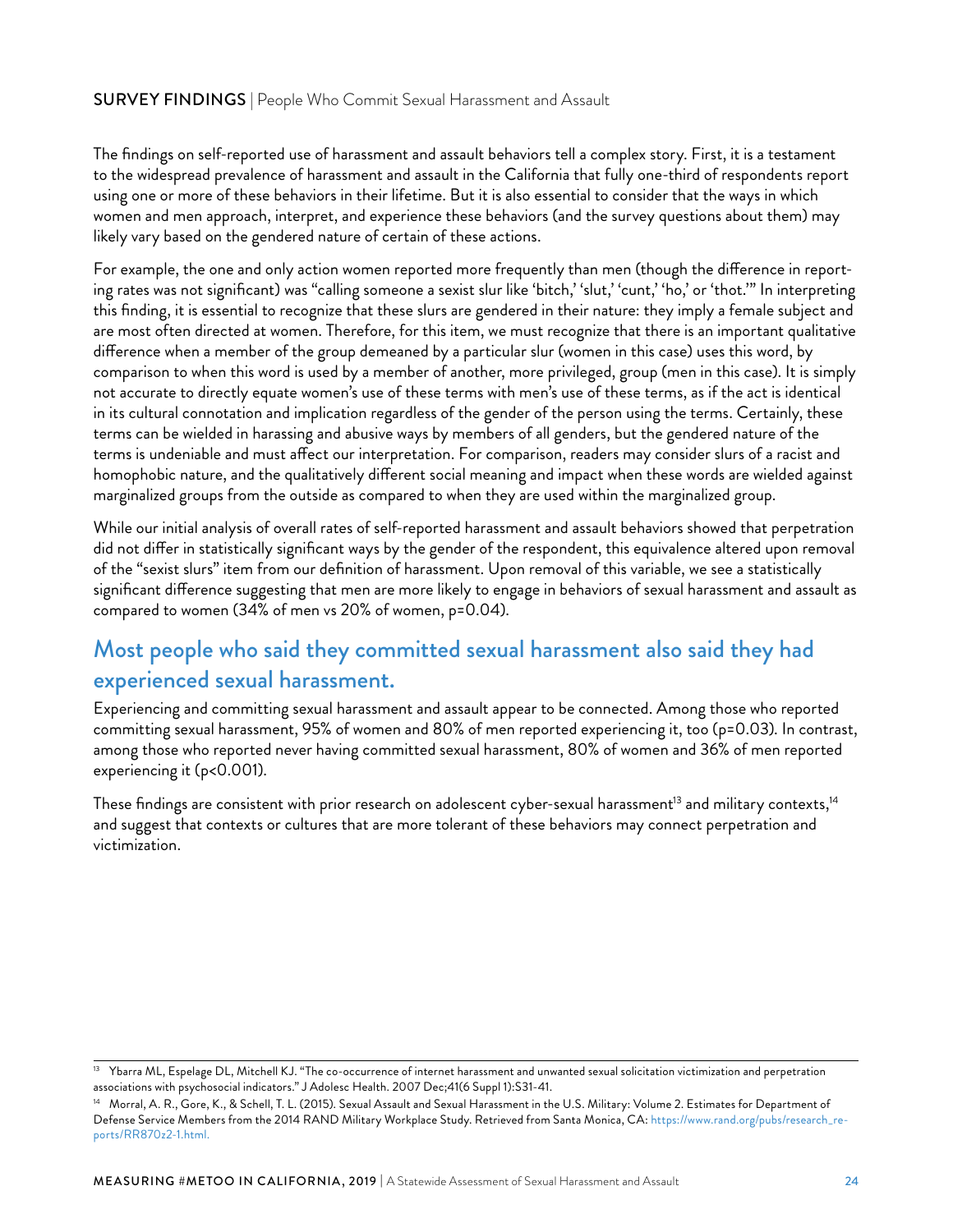The findings on self-reported use of harassment and assault behaviors tell a complex story. First, it is a testament to the widespread prevalence of harassment and assault in the California that fully one-third of respondents report using one or more of these behaviors in their lifetime. But it is also essential to consider that the ways in which women and men approach, interpret, and experience these behaviors (and the survey questions about them) may likely vary based on the gendered nature of certain of these actions.

For example, the one and only action women reported more frequently than men (though the difference in reporting rates was not significant) was "calling someone a sexist slur like 'bitch,' 'slut,' 'cunt,' 'ho,' or 'thot.'" In interpreting this finding, it is essential to recognize that these slurs are gendered in their nature: they imply a female subject and are most often directed at women. Therefore, for this item, we must recognize that there is an important qualitative difference when a member of the group demeaned by a particular slur (women in this case) uses this word, by comparison to when this word is used by a member of another, more privileged, group (men in this case). It is simply not accurate to directly equate women's use of these terms with men's use of these terms, as if the act is identical in its cultural connotation and implication regardless of the gender of the person using the terms. Certainly, these terms can be wielded in harassing and abusive ways by members of all genders, but the gendered nature of the terms is undeniable and must affect our interpretation. For comparison, readers may consider slurs of a racist and homophobic nature, and the qualitatively different social meaning and impact when these words are wielded against marginalized groups from the outside as compared to when they are used within the marginalized group.

While our initial analysis of overall rates of self-reported harassment and assault behaviors showed that perpetration did not differ in statistically significant ways by the gender of the respondent, this equivalence altered upon removal of the "sexist slurs" item from our definition of harassment. Upon removal of this variable, we see a statistically significant difference suggesting that men are more likely to engage in behaviors of sexual harassment and assault as compared to women (34% of men vs 20% of women, $p=0.04$).

## Most people who said they committed sexual harassment also said they had experienced sexual harassment.

Experiencing and committing sexual harassment and assault appear to be connected. Among those who reported committing sexual harassment, 95% of women and 80% of men reported experiencing it, too ($p=0.03$). In contrast, among those who reported never having committed sexual harassment, 80% of women and 36% of men reported experiencing it ($p<0.001$).

These findings are consistent with prior research on adolescent cyber-sexual harassment[13] and military contexts,[14] and suggest that contexts or cultures that are more tolerant of these behaviors may connect perpetration and victimization.

---

[13] Ybarra ML, Espelage DL, Mitchell KJ. "The co-occurrence of internet harassment and unwanted sexual solicitation victimization and perpetration associations with psychosocial indicators." J Adolesc Health. 2007 Dec;41(6 Suppl 1):S31-41.

[14] Morral, A. R., Gore, K., & Schell, T. L. (2015). Sexual Assault and Sexual Harassment in the U.S. Military: Volume 2. Estimates for Department of Defense Service Members from the 2014 RAND Military Workplace Study. Retrieved from Santa Monica, CA: https://www.rand.org/pubs/research_reports/RR870z2-1.html.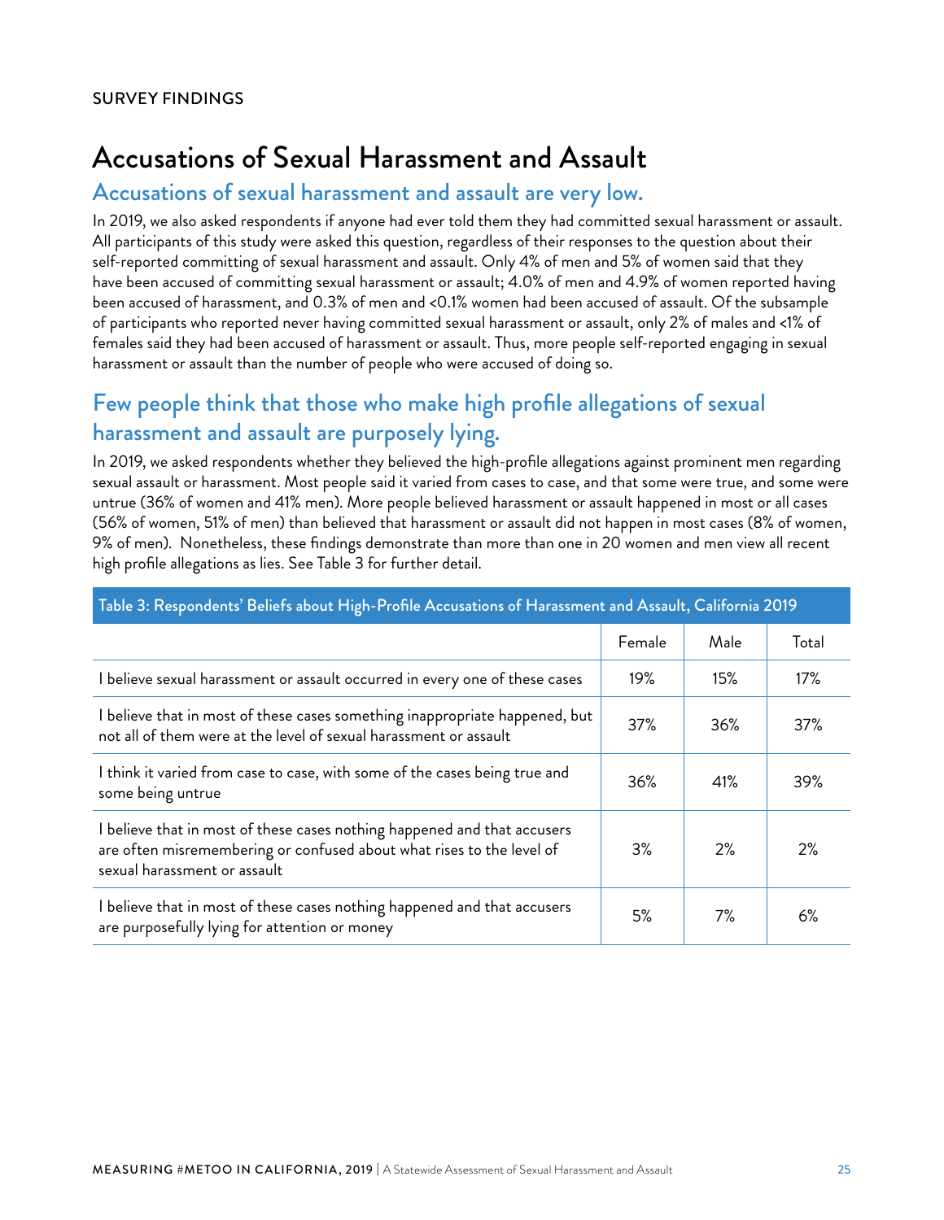SURVEY FINDINGS

# Accusations of Sexual Harassment and Assault

## Accusations of sexual harassment and assault are very low.

In 2019, we also asked respondents if anyone had ever told them they had committed sexual harassment or assault. All participants of this study were asked this question, regardless of their responses to the question about their self-reported committing of sexual harassment and assault. Only 4% of men and 5% of women said that they have been accused of committing sexual harassment or assault; 4.0% of men and 4.9% of women reported having been accused of harassment, and 0.3% of men and <0.1% women had been accused of assault. Of the subsample of participants who reported never having committed sexual harassment or assault, only 2% of males and <1% of females said they had been accused of harassment or assault. Thus, more people self-reported engaging in sexual harassment or assault than the number of people who were accused of doing so.

## Few people think that those who make high profile allegations of sexual harassment and assault are purposely lying.

In 2019, we asked respondents whether they believed the high-profile allegations against prominent men regarding sexual assault or harassment. Most people said it varied from cases to case, and that some were true, and some were untrue (36% of women and 41% men). More people believed harassment or assault happened in most or all cases (56% of women, 51% of men) than believed that harassment or assault did not happen in most cases (8% of women, 9% of men). Nonetheless, these findings demonstrate than more than one in 20 women and men view all recent high profile allegations as lies. See Table 3 for further detail.

**Table 3: Respondents' Beliefs about High-Profile Accusations of Harassment and Assault, California 2019**

| | Female | Male | Total |
|---|---|---|---|
| I believe sexual harassment or assault occurred in every one of these cases | 19% | 15% | 17% |
| I believe that in most of these cases something inappropriate happened, but not all of them were at the level of sexual harassment or assault | 37% | 36% | 37% |
| I think it varied from case to case, with some of the cases being true and some being untrue | 36% | 41% | 39% |
| I believe that in most of these cases nothing happened and that accusers are often misremembering or confused about what rises to the level of sexual harassment or assault | 3% | 2% | 2% |
| I believe that in most of these cases nothing happened and that accusers are purposefully lying for attention or money | 5% | 7% | 6% |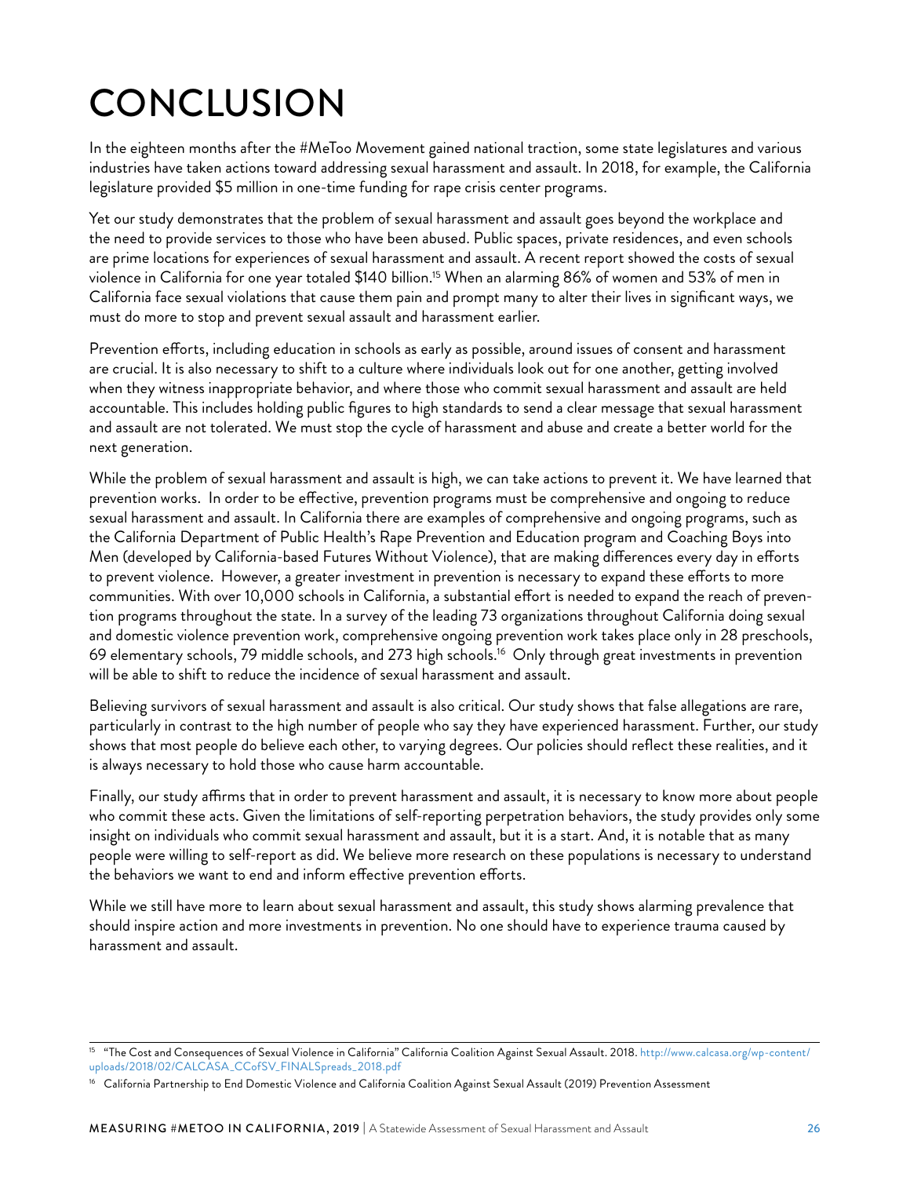# CONCLUSION

In the eighteen months after the #MeToo Movement gained national traction, some state legislatures and various industries have taken actions toward addressing sexual harassment and assault. In 2018, for example, the California legislature provided $5 million in one-time funding for rape crisis center programs.

Yet our study demonstrates that the problem of sexual harassment and assault goes beyond the workplace and the need to provide services to those who have been abused. Public spaces, private residences, and even schools are prime locations for experiences of sexual harassment and assault. A recent report showed the costs of sexual violence in California for one year totaled $140 billion.[15] When an alarming 86% of women and 53% of men in California face sexual violations that cause them pain and prompt many to alter their lives in significant ways, we must do more to stop and prevent sexual assault and harassment earlier.

Prevention efforts, including education in schools as early as possible, around issues of consent and harassment are crucial. It is also necessary to shift to a culture where individuals look out for one another, getting involved when they witness inappropriate behavior, and where those who commit sexual harassment and assault are held accountable. This includes holding public figures to high standards to send a clear message that sexual harassment and assault are not tolerated. We must stop the cycle of harassment and abuse and create a better world for the next generation.

While the problem of sexual harassment and assault is high, we can take actions to prevent it. We have learned that prevention works. In order to be effective, prevention programs must be comprehensive and ongoing to reduce sexual harassment and assault. In California there are examples of comprehensive and ongoing programs, such as the California Department of Public Health's Rape Prevention and Education program and Coaching Boys into Men (developed by California-based Futures Without Violence), that are making differences every day in efforts to prevent violence. However, a greater investment in prevention is necessary to expand these efforts to more communities. With over 10,000 schools in California, a substantial effort is needed to expand the reach of prevention programs throughout the state. In a survey of the leading 73 organizations throughout California doing sexual and domestic violence prevention work, comprehensive ongoing prevention work takes place only in 28 preschools, 69 elementary schools, 79 middle schools, and 273 high schools.[16] Only through great investments in prevention will be able to shift to reduce the incidence of sexual harassment and assault.

Believing survivors of sexual harassment and assault is also critical. Our study shows that false allegations are rare, particularly in contrast to the high number of people who say they have experienced harassment. Further, our study shows that most people do believe each other, to varying degrees. Our policies should reflect these realities, and it is always necessary to hold those who cause harm accountable.

Finally, our study affirms that in order to prevent harassment and assault, it is necessary to know more about people who commit these acts. Given the limitations of self-reporting perpetration behaviors, the study provides only some insight on individuals who commit sexual harassment and assault, but it is a start. And, it is notable that as many people were willing to self-report as did. We believe more research on these populations is necessary to understand the behaviors we want to end and inform effective prevention efforts.

While we still have more to learn about sexual harassment and assault, this study shows alarming prevalence that should inspire action and more investments in prevention. No one should have to experience trauma caused by harassment and assault.

---

[15] "The Cost and Consequences of Sexual Violence in California" California Coalition Against Sexual Assault. 2018. http://www.calcasa.org/wp-content/uploads/2018/02/CALCASA_CCofSV_FINALSpreads_2018.pdf

[16] California Partnership to End Domestic Violence and California Coalition Against Sexual Assault (2019) Prevention Assessment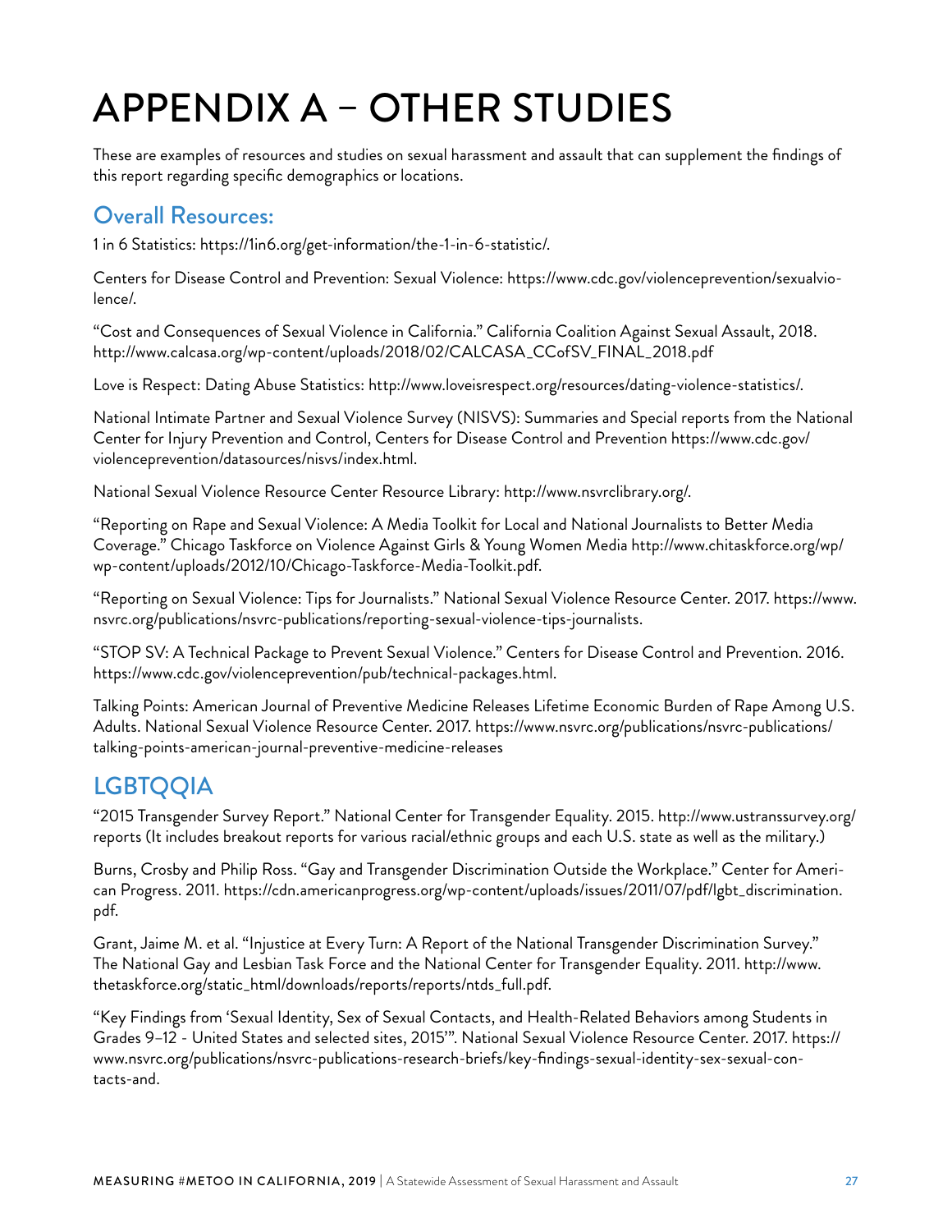# APPENDIX A – OTHER STUDIES

These are examples of resources and studies on sexual harassment and assault that can supplement the findings of this report regarding specific demographics or locations.

## Overall Resources:

1 in 6 Statistics: https://1in6.org/get-information/the-1-in-6-statistic/.

Centers for Disease Control and Prevention: Sexual Violence: https://www.cdc.gov/violenceprevention/sexualviolence/.

"Cost and Consequences of Sexual Violence in California." California Coalition Against Sexual Assault, 2018. http://www.calcasa.org/wp-content/uploads/2018/02/CALCASA_CCofSV_FINAL_2018.pdf

Love is Respect: Dating Abuse Statistics: http://www.loveisrespect.org/resources/dating-violence-statistics/.

National Intimate Partner and Sexual Violence Survey (NISVS): Summaries and Special reports from the National Center for Injury Prevention and Control, Centers for Disease Control and Prevention https://www.cdc.gov/violenceprevention/datasources/nisvs/index.html.

National Sexual Violence Resource Center Resource Library: http://www.nsvrclibrary.org/.

"Reporting on Rape and Sexual Violence: A Media Toolkit for Local and National Journalists to Better Media Coverage." Chicago Taskforce on Violence Against Girls & Young Women Media http://www.chitaskforce.org/wp/wp-content/uploads/2012/10/Chicago-Taskforce-Media-Toolkit.pdf.

"Reporting on Sexual Violence: Tips for Journalists." National Sexual Violence Resource Center. 2017. https://www.nsvrc.org/publications/nsvrc-publications/reporting-sexual-violence-tips-journalists.

"STOP SV: A Technical Package to Prevent Sexual Violence." Centers for Disease Control and Prevention. 2016. https://www.cdc.gov/violenceprevention/pub/technical-packages.html.

Talking Points: American Journal of Preventive Medicine Releases Lifetime Economic Burden of Rape Among U.S. Adults. National Sexual Violence Resource Center. 2017. https://www.nsvrc.org/publications/nsvrc-publications/talking-points-american-journal-preventive-medicine-releases

## LGBTQQIA

"2015 Transgender Survey Report." National Center for Transgender Equality. 2015. http://www.ustranssurvey.org/reports (It includes breakout reports for various racial/ethnic groups and each U.S. state as well as the military.)

Burns, Crosby and Philip Ross. "Gay and Transgender Discrimination Outside the Workplace." Center for American Progress. 2011. https://cdn.americanprogress.org/wp-content/uploads/issues/2011/07/pdf/lgbt_discrimination.pdf.

Grant, Jaime M. et al. "Injustice at Every Turn: A Report of the National Transgender Discrimination Survey." The National Gay and Lesbian Task Force and the National Center for Transgender Equality. 2011. http://www.thetaskforce.org/static_html/downloads/reports/reports/ntds_full.pdf.

"Key Findings from 'Sexual Identity, Sex of Sexual Contacts, and Health-Related Behaviors among Students in Grades 9–12 - United States and selected sites, 2015'". National Sexual Violence Resource Center. 2017. https://www.nsvrc.org/publications/nsvrc-publications-research-briefs/key-findings-sexual-identity-sex-sexual-contacts-and.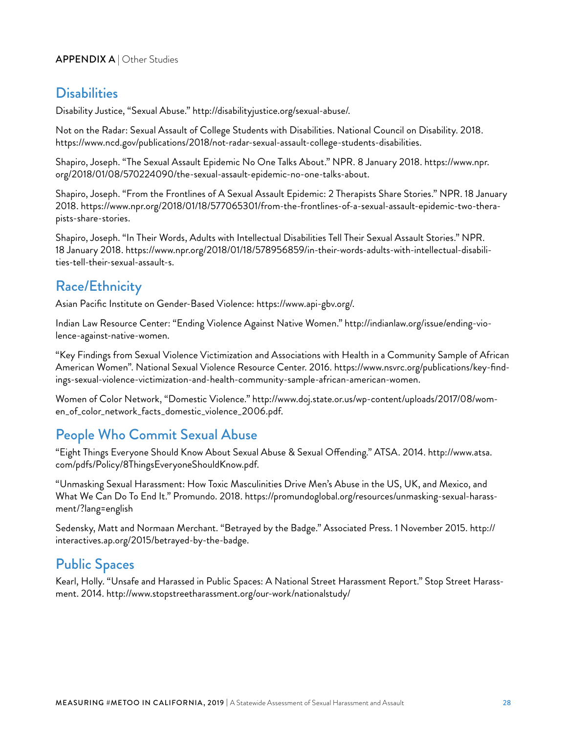**APPENDIX A** | Other Studies

## Disabilities

Disability Justice, "Sexual Abuse." http://disabilityjustice.org/sexual-abuse/.

Not on the Radar: Sexual Assault of College Students with Disabilities. National Council on Disability. 2018. https://www.ncd.gov/publications/2018/not-radar-sexual-assault-college-students-disabilities.

Shapiro, Joseph. "The Sexual Assault Epidemic No One Talks About." NPR. 8 January 2018. https://www.npr.org/2018/01/08/570224090/the-sexual-assault-epidemic-no-one-talks-about.

Shapiro, Joseph. "From the Frontlines of A Sexual Assault Epidemic: 2 Therapists Share Stories." NPR. 18 January 2018. https://www.npr.org/2018/01/18/577065301/from-the-frontlines-of-a-sexual-assault-epidemic-two-therapists-share-stories.

Shapiro, Joseph. "In Their Words, Adults with Intellectual Disabilities Tell Their Sexual Assault Stories." NPR. 18 January 2018. https://www.npr.org/2018/01/18/578956859/in-their-words-adults-with-intellectual-disabilities-tell-their-sexual-assault-s.

## Race/Ethnicity

Asian Pacific Institute on Gender-Based Violence: https://www.api-gbv.org/.

Indian Law Resource Center: "Ending Violence Against Native Women." http://indianlaw.org/issue/ending-violence-against-native-women.

"Key Findings from Sexual Violence Victimization and Associations with Health in a Community Sample of African American Women". National Sexual Violence Resource Center. 2016. https://www.nsvrc.org/publications/key-findings-sexual-violence-victimization-and-health-community-sample-african-american-women.

Women of Color Network, "Domestic Violence." http://www.doj.state.or.us/wp-content/uploads/2017/08/women_of_color_network_facts_domestic_violence_2006.pdf.

## People Who Commit Sexual Abuse

"Eight Things Everyone Should Know About Sexual Abuse & Sexual Offending." ATSA. 2014. http://www.atsa.com/pdfs/Policy/8ThingsEveryoneShouldKnow.pdf.

"Unmasking Sexual Harassment: How Toxic Masculinities Drive Men's Abuse in the US, UK, and Mexico, and What We Can Do To End It." Promundo. 2018. https://promundoglobal.org/resources/unmasking-sexual-harassment/?lang=english

Sedensky, Matt and Normaan Merchant. "Betrayed by the Badge." Associated Press. 1 November 2015. http://interactives.ap.org/2015/betrayed-by-the-badge.

## Public Spaces

Kearl, Holly. "Unsafe and Harassed in Public Spaces: A National Street Harassment Report." Stop Street Harassment. 2014. http://www.stopstreetharassment.org/our-work/nationalstudy/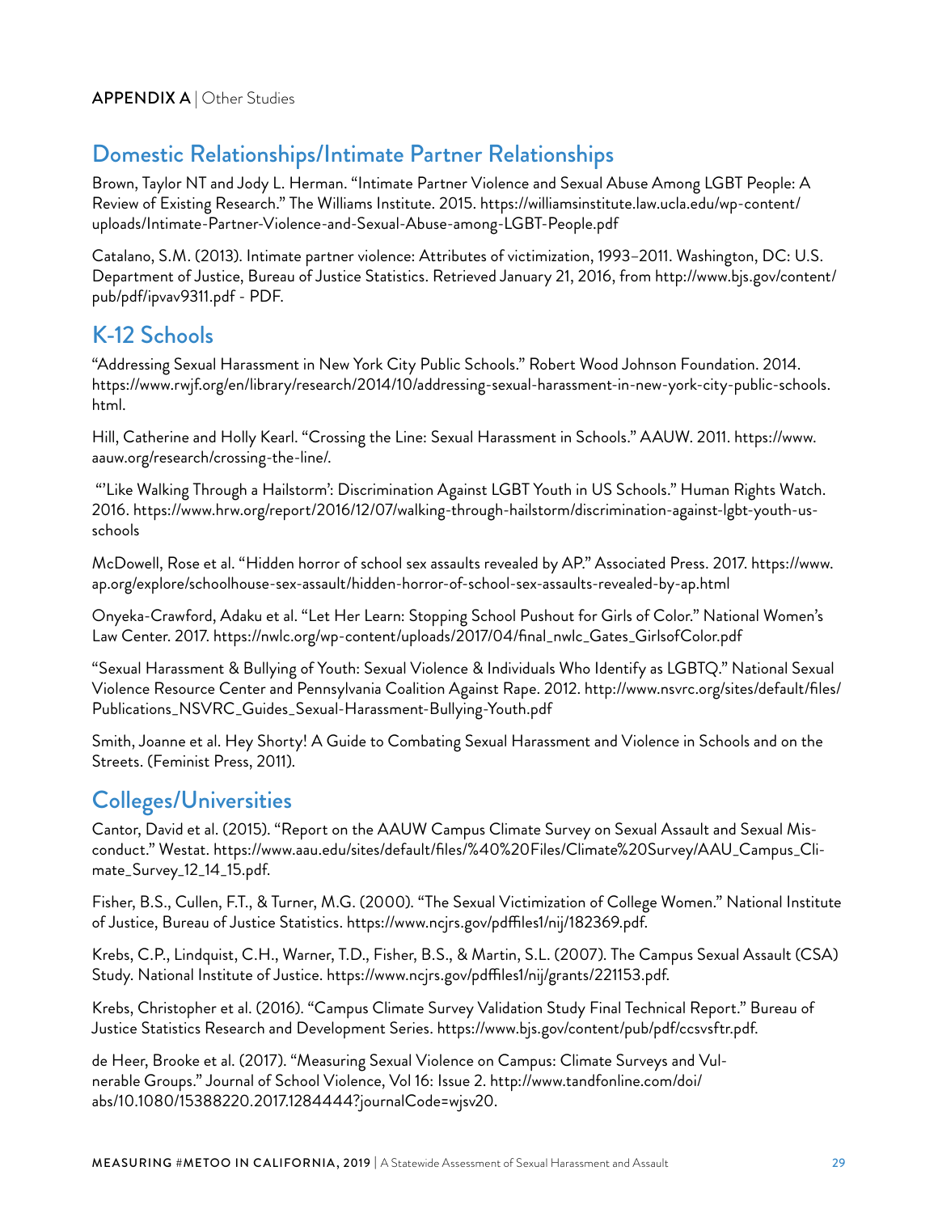**APPENDIX A** | Other Studies

## Domestic Relationships/Intimate Partner Relationships

Brown, Taylor NT and Jody L. Herman. "Intimate Partner Violence and Sexual Abuse Among LGBT People: A Review of Existing Research." The Williams Institute. 2015. https://williamsinstitute.law.ucla.edu/wp-content/uploads/Intimate-Partner-Violence-and-Sexual-Abuse-among-LGBT-People.pdf

Catalano, S.M. (2013). Intimate partner violence: Attributes of victimization, 1993–2011. Washington, DC: U.S. Department of Justice, Bureau of Justice Statistics. Retrieved January 21, 2016, from http://www.bjs.gov/content/pub/pdf/ipvav9311.pdf - PDF.

## K-12 Schools

"Addressing Sexual Harassment in New York City Public Schools." Robert Wood Johnson Foundation. 2014. https://www.rwjf.org/en/library/research/2014/10/addressing-sexual-harassment-in-new-york-city-public-schools.html.

Hill, Catherine and Holly Kearl. "Crossing the Line: Sexual Harassment in Schools." AAUW. 2011. https://www.aauw.org/research/crossing-the-line/.

"'Like Walking Through a Hailstorm': Discrimination Against LGBT Youth in US Schools." Human Rights Watch. 2016. https://www.hrw.org/report/2016/12/07/walking-through-hailstorm/discrimination-against-lgbt-youth-us-schools

McDowell, Rose et al. "Hidden horror of school sex assaults revealed by AP." Associated Press. 2017. https://www.ap.org/explore/schoolhouse-sex-assault/hidden-horror-of-school-sex-assaults-revealed-by-ap.html

Onyeka-Crawford, Adaku et al. "Let Her Learn: Stopping School Pushout for Girls of Color." National Women's Law Center. 2017. https://nwlc.org/wp-content/uploads/2017/04/final_nwlc_Gates_GirlsofColor.pdf

"Sexual Harassment & Bullying of Youth: Sexual Violence & Individuals Who Identify as LGBTQ." National Sexual Violence Resource Center and Pennsylvania Coalition Against Rape. 2012. http://www.nsvrc.org/sites/default/files/Publications_NSVRC_Guides_Sexual-Harassment-Bullying-Youth.pdf

Smith, Joanne et al. Hey Shorty! A Guide to Combating Sexual Harassment and Violence in Schools and on the Streets. (Feminist Press, 2011).

## Colleges/Universities

Cantor, David et al. (2015). "Report on the AAUW Campus Climate Survey on Sexual Assault and Sexual Misconduct." Westat. https://www.aau.edu/sites/default/files/%40%20Files/Climate%20Survey/AAU_Campus_Climate_Survey_12_14_15.pdf.

Fisher, B.S., Cullen, F.T., & Turner, M.G. (2000). "The Sexual Victimization of College Women." National Institute of Justice, Bureau of Justice Statistics. https://www.ncjrs.gov/pdffiles1/nij/182369.pdf.

Krebs, C.P., Lindquist, C.H., Warner, T.D., Fisher, B.S., & Martin, S.L. (2007). The Campus Sexual Assault (CSA) Study. National Institute of Justice. https://www.ncjrs.gov/pdffiles1/nij/grants/221153.pdf.

Krebs, Christopher et al. (2016). "Campus Climate Survey Validation Study Final Technical Report." Bureau of Justice Statistics Research and Development Series. https://www.bjs.gov/content/pub/pdf/ccsvsftr.pdf.

de Heer, Brooke et al. (2017). "Measuring Sexual Violence on Campus: Climate Surveys and Vulnerable Groups." Journal of School Violence, Vol 16: Issue 2. http://www.tandfonline.com/doi/abs/10.1080/15388220.2017.1284444?journalCode=wjsv20.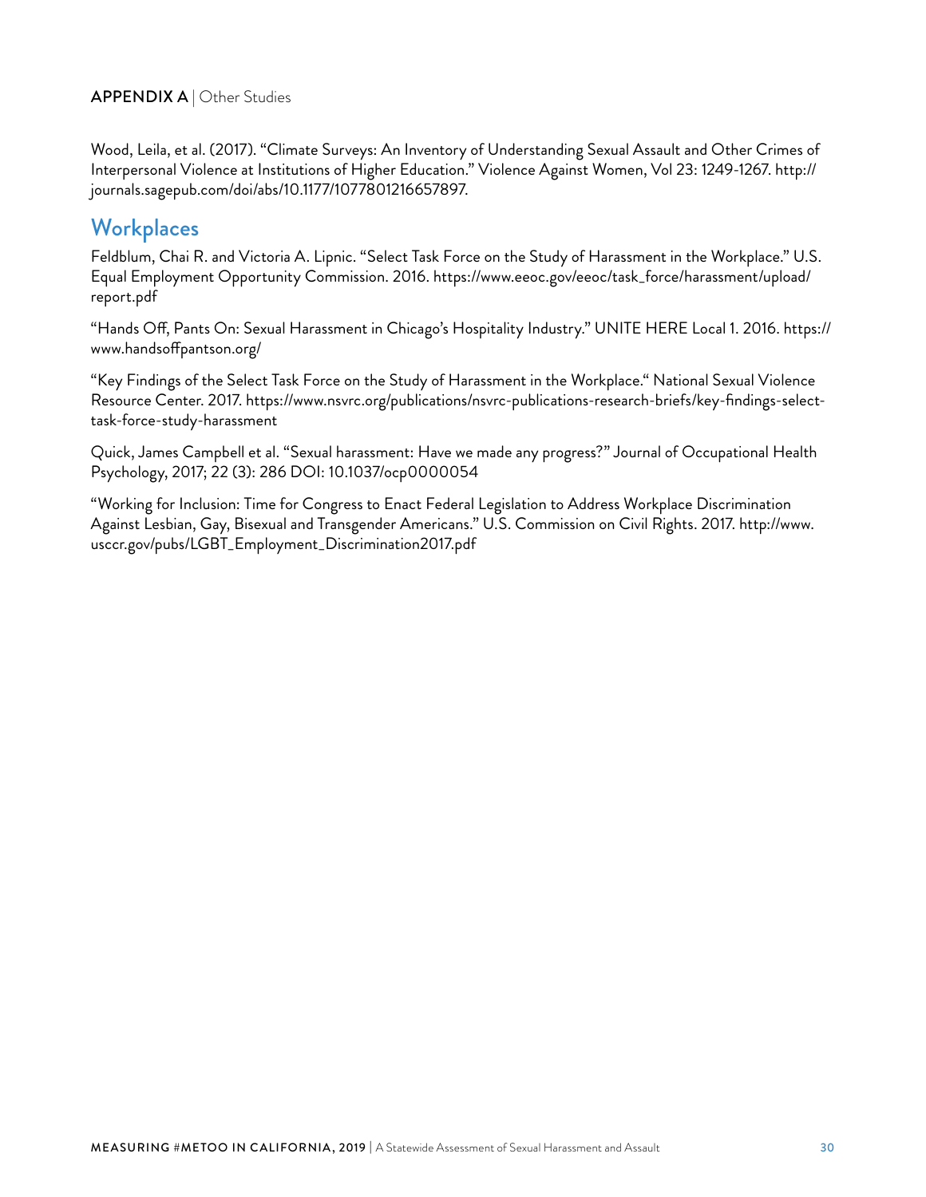Wood, Leila, et al. (2017). "Climate Surveys: An Inventory of Understanding Sexual Assault and Other Crimes of Interpersonal Violence at Institutions of Higher Education." Violence Against Women, Vol 23: 1249-1267. http://journals.sagepub.com/doi/abs/10.1177/1077801216657897.

## Workplaces

Feldblum, Chai R. and Victoria A. Lipnic. "Select Task Force on the Study of Harassment in the Workplace." U.S. Equal Employment Opportunity Commission. 2016. https://www.eeoc.gov/eeoc/task_force/harassment/upload/report.pdf

"Hands Off, Pants On: Sexual Harassment in Chicago's Hospitality Industry." UNITE HERE Local 1. 2016. https://www.handsoffpantson.org/

"Key Findings of the Select Task Force on the Study of Harassment in the Workplace." National Sexual Violence Resource Center. 2017. https://www.nsvrc.org/publications/nsvrc-publications-research-briefs/key-findings-select-task-force-study-harassment

Quick, James Campbell et al. "Sexual harassment: Have we made any progress?" Journal of Occupational Health Psychology, 2017; 22 (3): 286 DOI: 10.1037/ocp0000054

"Working for Inclusion: Time for Congress to Enact Federal Legislation to Address Workplace Discrimination Against Lesbian, Gay, Bisexual and Transgender Americans." U.S. Commission on Civil Rights. 2017. http://www.usccr.gov/pubs/LGBT_Employment_Discrimination2017.pdf